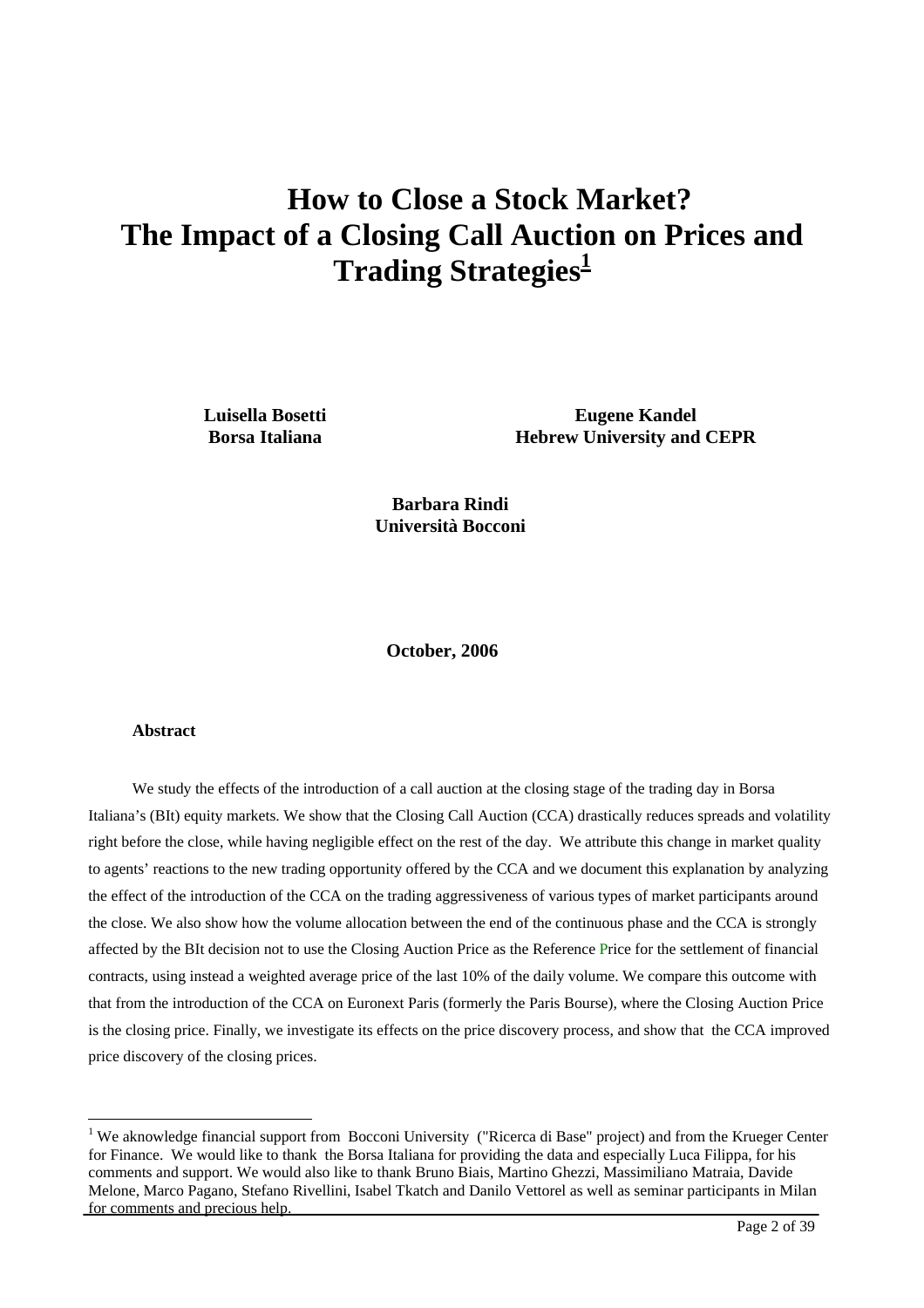# How to Close a Stock Market? The Impact of a Closing Call Auction on Prices and Trading Strategies[1]

**Luisella Bosetti**
**Borsa Italiana**

**Eugene Kandel**
**Hebrew University and CEPR**

**Barbara Rindi**
**Università Bocconi**

**October, 2006**

**Abstract**

We study the effects of the introduction of a call auction at the closing stage of the trading day in Borsa Italiana's (BIt) equity markets. We show that the Closing Call Auction (CCA) drastically reduces spreads and volatility right before the close, while having negligible effect on the rest of the day. We attribute this change in market quality to agents' reactions to the new trading opportunity offered by the CCA and we document this explanation by analyzing the effect of the introduction of the CCA on the trading aggressiveness of various types of market participants around the close. We also show how the volume allocation between the end of the continuous phase and the CCA is strongly affected by the BIt decision not to use the Closing Auction Price as the Reference Price for the settlement of financial contracts, using instead a weighted average price of the last 10% of the daily volume. We compare this outcome with that from the introduction of the CCA on Euronext Paris (formerly the Paris Bourse), where the Closing Auction Price is the closing price. Finally, we investigate its effects on the price discovery process, and show that the CCA improved price discovery of the closing prices.

[1] We aknowledge financial support from Bocconi University ("Ricerca di Base" project) and from the Krueger Center for Finance. We would like to thank the Borsa Italiana for providing the data and especially Luca Filippa, for his comments and support. We would also like to thank Bruno Biais, Martino Ghezzi, Massimiliano Matraia, Davide Melone, Marco Pagano, Stefano Rivellini, Isabel Tkatch and Danilo Vettorel as well as seminar participants in Milan for comments and precious help.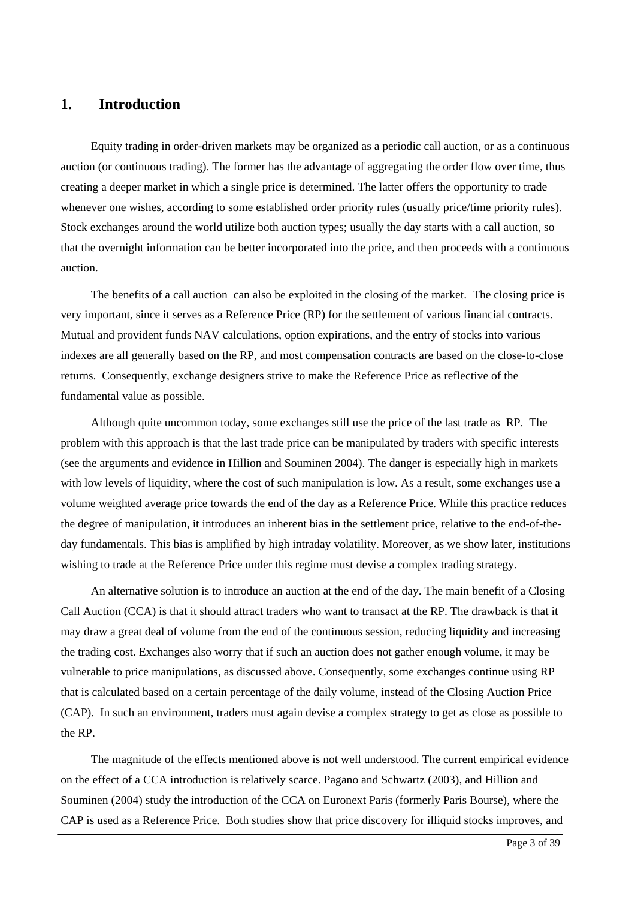# 1. Introduction

Equity trading in order-driven markets may be organized as a periodic call auction, or as a continuous auction (or continuous trading). The former has the advantage of aggregating the order flow over time, thus creating a deeper market in which a single price is determined. The latter offers the opportunity to trade whenever one wishes, according to some established order priority rules (usually price/time priority rules). Stock exchanges around the world utilize both auction types; usually the day starts with a call auction, so that the overnight information can be better incorporated into the price, and then proceeds with a continuous auction.

The benefits of a call auction can also be exploited in the closing of the market. The closing price is very important, since it serves as a Reference Price (RP) for the settlement of various financial contracts. Mutual and provident funds NAV calculations, option expirations, and the entry of stocks into various indexes are all generally based on the RP, and most compensation contracts are based on the close-to-close returns. Consequently, exchange designers strive to make the Reference Price as reflective of the fundamental value as possible.

Although quite uncommon today, some exchanges still use the price of the last trade as RP. The problem with this approach is that the last trade price can be manipulated by traders with specific interests (see the arguments and evidence in Hillion and Souminen 2004). The danger is especially high in markets with low levels of liquidity, where the cost of such manipulation is low. As a result, some exchanges use a volume weighted average price towards the end of the day as a Reference Price. While this practice reduces the degree of manipulation, it introduces an inherent bias in the settlement price, relative to the end-of-the-day fundamentals. This bias is amplified by high intraday volatility. Moreover, as we show later, institutions wishing to trade at the Reference Price under this regime must devise a complex trading strategy.

An alternative solution is to introduce an auction at the end of the day. The main benefit of a Closing Call Auction (CCA) is that it should attract traders who want to transact at the RP. The drawback is that it may draw a great deal of volume from the end of the continuous session, reducing liquidity and increasing the trading cost. Exchanges also worry that if such an auction does not gather enough volume, it may be vulnerable to price manipulations, as discussed above. Consequently, some exchanges continue using RP that is calculated based on a certain percentage of the daily volume, instead of the Closing Auction Price (CAP). In such an environment, traders must again devise a complex strategy to get as close as possible to the RP.

The magnitude of the effects mentioned above is not well understood. The current empirical evidence on the effect of a CCA introduction is relatively scarce. Pagano and Schwartz (2003), and Hillion and Souminen (2004) study the introduction of the CCA on Euronext Paris (formerly Paris Bourse), where the CAP is used as a Reference Price. Both studies show that price discovery for illiquid stocks improves, and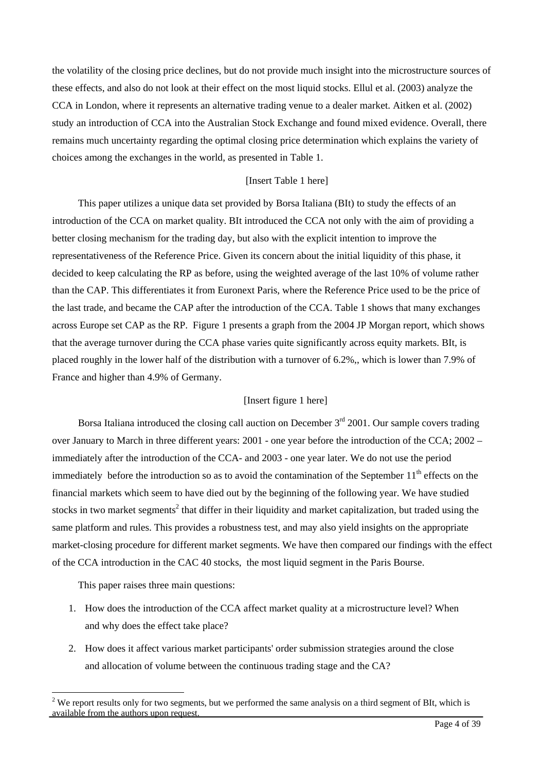the volatility of the closing price declines, but do not provide much insight into the microstructure sources of these effects, and also do not look at their effect on the most liquid stocks. Ellul et al. (2003) analyze the CCA in London, where it represents an alternative trading venue to a dealer market. Aitken et al. (2002) study an introduction of CCA into the Australian Stock Exchange and found mixed evidence. Overall, there remains much uncertainty regarding the optimal closing price determination which explains the variety of choices among the exchanges in the world, as presented in Table 1.

[Insert Table 1 here]

This paper utilizes a unique data set provided by Borsa Italiana (BIt) to study the effects of an introduction of the CCA on market quality. BIt introduced the CCA not only with the aim of providing a better closing mechanism for the trading day, but also with the explicit intention to improve the representativeness of the Reference Price. Given its concern about the initial liquidity of this phase, it decided to keep calculating the RP as before, using the weighted average of the last 10% of volume rather than the CAP. This differentiates it from Euronext Paris, where the Reference Price used to be the price of the last trade, and became the CAP after the introduction of the CCA. Table 1 shows that many exchanges across Europe set CAP as the RP. Figure 1 presents a graph from the 2004 JP Morgan report, which shows that the average turnover during the CCA phase varies quite significantly across equity markets. BIt, is placed roughly in the lower half of the distribution with a turnover of 6.2%,, which is lower than 7.9% of France and higher than 4.9% of Germany.

[Insert figure 1 here]

Borsa Italiana introduced the closing call auction on December 3rd 2001. Our sample covers trading over January to March in three different years: 2001 - one year before the introduction of the CCA; 2002 – immediately after the introduction of the CCA- and 2003 - one year later. We do not use the period immediately before the introduction so as to avoid the contamination of the September 11th effects on the financial markets which seem to have died out by the beginning of the following year. We have studied stocks in two market segments[2] that differ in their liquidity and market capitalization, but traded using the same platform and rules. This provides a robustness test, and may also yield insights on the appropriate market-closing procedure for different market segments. We have then compared our findings with the effect of the CCA introduction in the CAC 40 stocks, the most liquid segment in the Paris Bourse.

This paper raises three main questions:

1. How does the introduction of the CCA affect market quality at a microstructure level? When and why does the effect take place?
2. How does it affect various market participants' order submission strategies around the close and allocation of volume between the continuous trading stage and the CA?

[2] We report results only for two segments, but we performed the same analysis on a third segment of BIt, which is available from the authors upon request.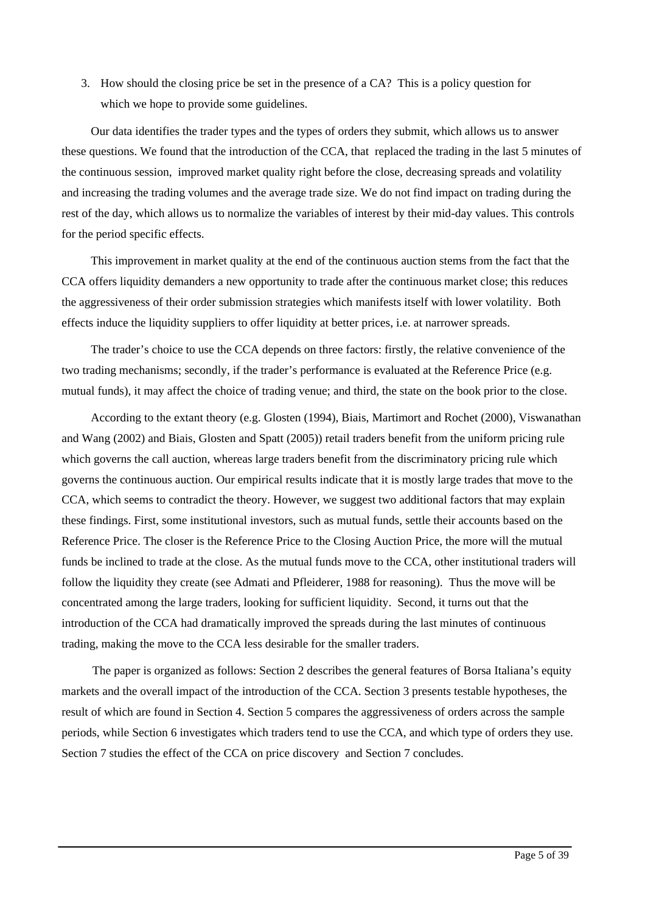3. How should the closing price be set in the presence of a CA? This is a policy question for which we hope to provide some guidelines.

Our data identifies the trader types and the types of orders they submit, which allows us to answer these questions. We found that the introduction of the CCA, that replaced the trading in the last 5 minutes of the continuous session, improved market quality right before the close, decreasing spreads and volatility and increasing the trading volumes and the average trade size. We do not find impact on trading during the rest of the day, which allows us to normalize the variables of interest by their mid-day values. This controls for the period specific effects.

This improvement in market quality at the end of the continuous auction stems from the fact that the CCA offers liquidity demanders a new opportunity to trade after the continuous market close; this reduces the aggressiveness of their order submission strategies which manifests itself with lower volatility. Both effects induce the liquidity suppliers to offer liquidity at better prices, i.e. at narrower spreads.

The trader's choice to use the CCA depends on three factors: firstly, the relative convenience of the two trading mechanisms; secondly, if the trader's performance is evaluated at the Reference Price (e.g. mutual funds), it may affect the choice of trading venue; and third, the state on the book prior to the close.

According to the extant theory (e.g. Glosten (1994), Biais, Martimort and Rochet (2000), Viswanathan and Wang (2002) and Biais, Glosten and Spatt (2005)) retail traders benefit from the uniform pricing rule which governs the call auction, whereas large traders benefit from the discriminatory pricing rule which governs the continuous auction. Our empirical results indicate that it is mostly large trades that move to the CCA, which seems to contradict the theory. However, we suggest two additional factors that may explain these findings. First, some institutional investors, such as mutual funds, settle their accounts based on the Reference Price. The closer is the Reference Price to the Closing Auction Price, the more will the mutual funds be inclined to trade at the close. As the mutual funds move to the CCA, other institutional traders will follow the liquidity they create (see Admati and Pfleiderer, 1988 for reasoning). Thus the move will be concentrated among the large traders, looking for sufficient liquidity. Second, it turns out that the introduction of the CCA had dramatically improved the spreads during the last minutes of continuous trading, making the move to the CCA less desirable for the smaller traders.

The paper is organized as follows: Section 2 describes the general features of Borsa Italiana's equity markets and the overall impact of the introduction of the CCA. Section 3 presents testable hypotheses, the result of which are found in Section 4. Section 5 compares the aggressiveness of orders across the sample periods, while Section 6 investigates which traders tend to use the CCA, and which type of orders they use. Section 7 studies the effect of the CCA on price discovery and Section 7 concludes.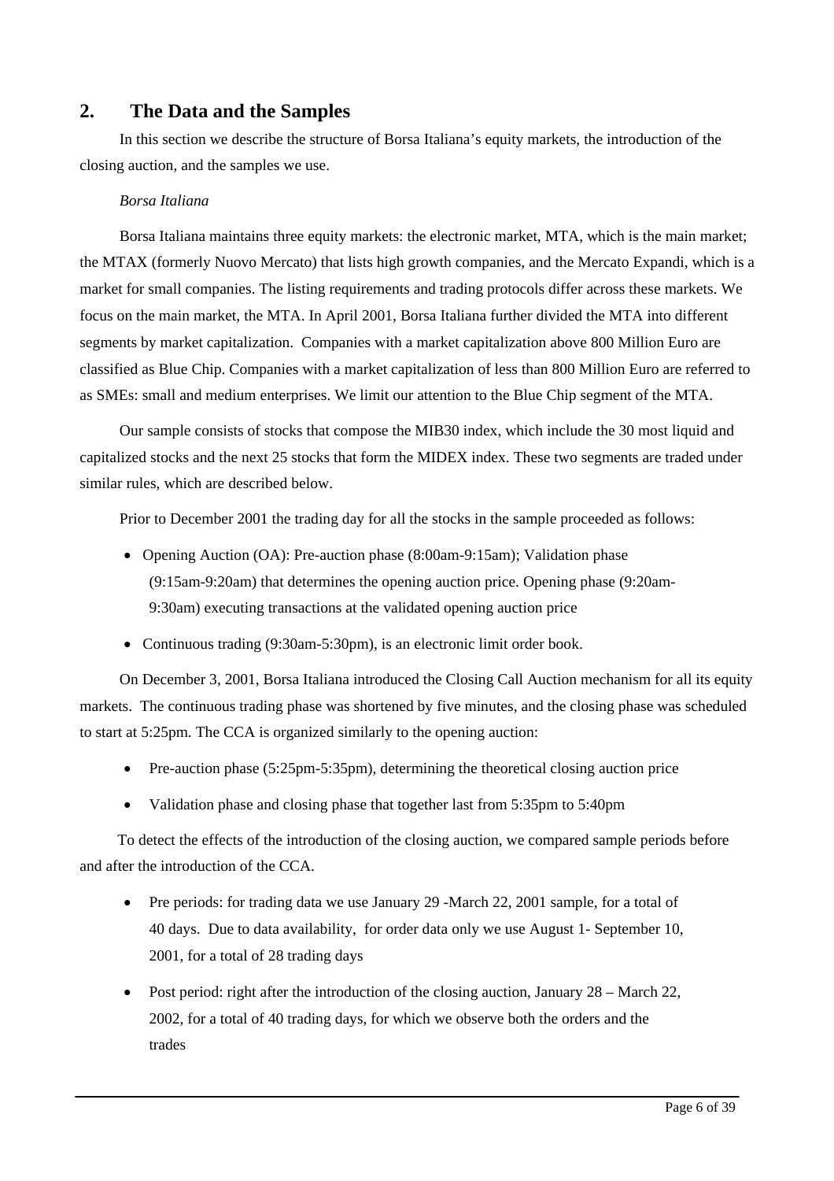## 2. The Data and the Samples

In this section we describe the structure of Borsa Italiana's equity markets, the introduction of the closing auction, and the samples we use.

*Borsa Italiana*

Borsa Italiana maintains three equity markets: the electronic market, MTA, which is the main market; the MTAX (formerly Nuovo Mercato) that lists high growth companies, and the Mercato Expandi, which is a market for small companies. The listing requirements and trading protocols differ across these markets. We focus on the main market, the MTA. In April 2001, Borsa Italiana further divided the MTA into different segments by market capitalization. Companies with a market capitalization above 800 Million Euro are classified as Blue Chip. Companies with a market capitalization of less than 800 Million Euro are referred to as SMEs: small and medium enterprises. We limit our attention to the Blue Chip segment of the MTA.

Our sample consists of stocks that compose the MIB30 index, which include the 30 most liquid and capitalized stocks and the next 25 stocks that form the MIDEX index. These two segments are traded under similar rules, which are described below.

Prior to December 2001 the trading day for all the stocks in the sample proceeded as follows:

- Opening Auction (OA): Pre-auction phase (8:00am-9:15am); Validation phase (9:15am-9:20am) that determines the opening auction price. Opening phase (9:20am-9:30am) executing transactions at the validated opening auction price
- Continuous trading (9:30am-5:30pm), is an electronic limit order book.

On December 3, 2001, Borsa Italiana introduced the Closing Call Auction mechanism for all its equity markets. The continuous trading phase was shortened by five minutes, and the closing phase was scheduled to start at 5:25pm. The CCA is organized similarly to the opening auction:

- Pre-auction phase (5:25pm-5:35pm), determining the theoretical closing auction price
- Validation phase and closing phase that together last from 5:35pm to 5:40pm

To detect the effects of the introduction of the closing auction, we compared sample periods before and after the introduction of the CCA.

- Pre periods: for trading data we use January 29 -March 22, 2001 sample, for a total of 40 days. Due to data availability, for order data only we use August 1- September 10, 2001, for a total of 28 trading days
- Post period: right after the introduction of the closing auction, January 28 – March 22, 2002, for a total of 40 trading days, for which we observe both the orders and the trades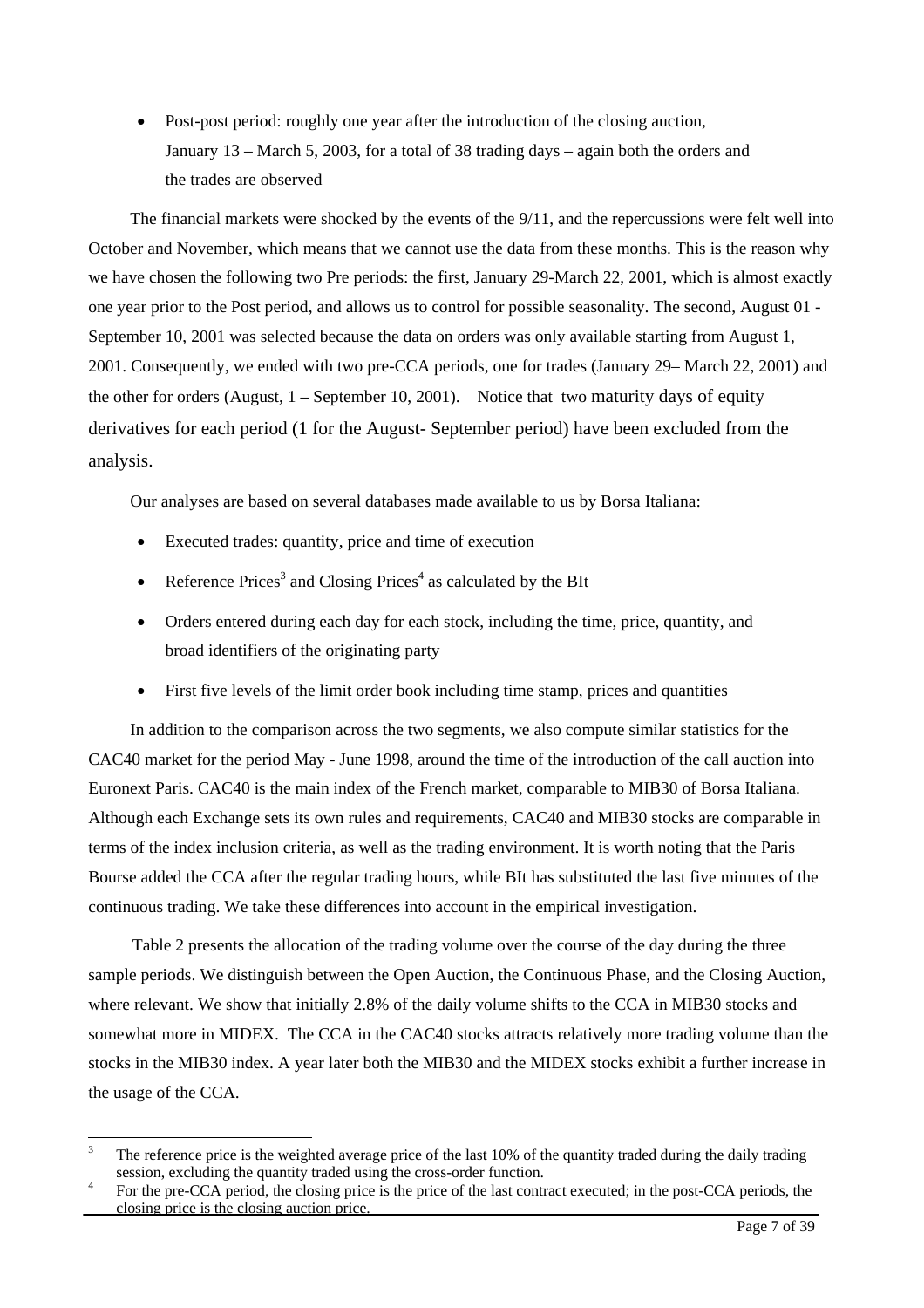- Post-post period: roughly one year after the introduction of the closing auction, January 13 – March 5, 2003, for a total of 38 trading days – again both the orders and the trades are observed

The financial markets were shocked by the events of the 9/11, and the repercussions were felt well into October and November, which means that we cannot use the data from these months. This is the reason why we have chosen the following two Pre periods: the first, January 29-March 22, 2001, which is almost exactly one year prior to the Post period, and allows us to control for possible seasonality. The second, August 01 - September 10, 2001 was selected because the data on orders was only available starting from August 1, 2001. Consequently, we ended with two pre-CCA periods, one for trades (January 29– March 22, 2001) and the other for orders (August, 1 – September 10, 2001). Notice that two maturity days of equity derivatives for each period (1 for the August- September period) have been excluded from the analysis.

Our analyses are based on several databases made available to us by Borsa Italiana:

- Executed trades: quantity, price and time of execution
- Reference Prices[3] and Closing Prices[4] as calculated by the BIt
- Orders entered during each day for each stock, including the time, price, quantity, and broad identifiers of the originating party
- First five levels of the limit order book including time stamp, prices and quantities

In addition to the comparison across the two segments, we also compute similar statistics for the CAC40 market for the period May - June 1998, around the time of the introduction of the call auction into Euronext Paris. CAC40 is the main index of the French market, comparable to MIB30 of Borsa Italiana. Although each Exchange sets its own rules and requirements, CAC40 and MIB30 stocks are comparable in terms of the index inclusion criteria, as well as the trading environment. It is worth noting that the Paris Bourse added the CCA after the regular trading hours, while BIt has substituted the last five minutes of the continuous trading. We take these differences into account in the empirical investigation.

Table 2 presents the allocation of the trading volume over the course of the day during the three sample periods. We distinguish between the Open Auction, the Continuous Phase, and the Closing Auction, where relevant. We show that initially 2.8% of the daily volume shifts to the CCA in MIB30 stocks and somewhat more in MIDEX. The CCA in the CAC40 stocks attracts relatively more trading volume than the stocks in the MIB30 index. A year later both the MIB30 and the MIDEX stocks exhibit a further increase in the usage of the CCA.

---

[3] The reference price is the weighted average price of the last 10% of the quantity traded during the daily trading session, excluding the quantity traded using the cross-order function.

[4] For the pre-CCA period, the closing price is the price of the last contract executed; in the post-CCA periods, the closing price is the closing auction price.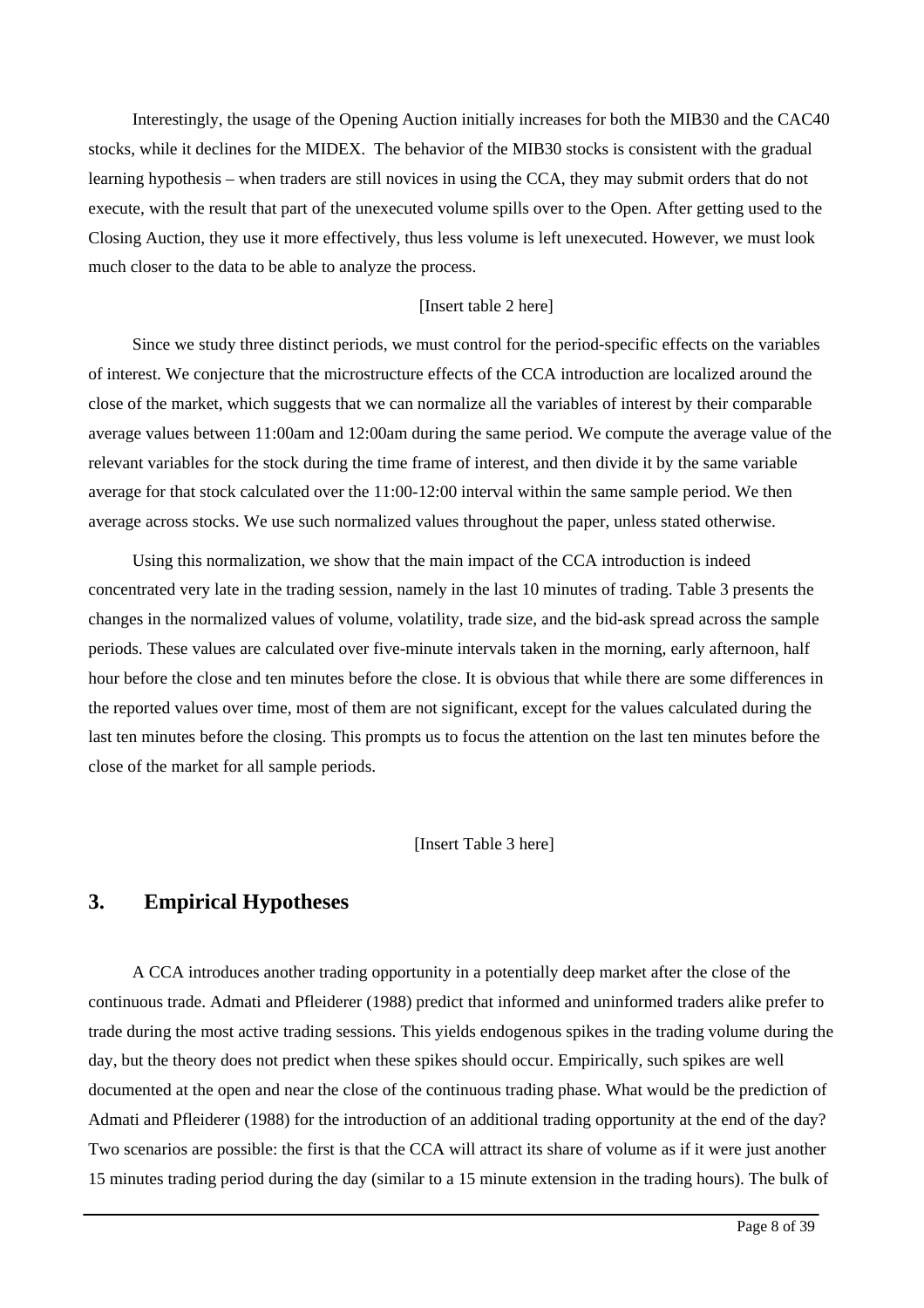Interestingly, the usage of the Opening Auction initially increases for both the MIB30 and the CAC40 stocks, while it declines for the MIDEX. The behavior of the MIB30 stocks is consistent with the gradual learning hypothesis – when traders are still novices in using the CCA, they may submit orders that do not execute, with the result that part of the unexecuted volume spills over to the Open. After getting used to the Closing Auction, they use it more effectively, thus less volume is left unexecuted. However, we must look much closer to the data to be able to analyze the process.

[Insert table 2 here]

Since we study three distinct periods, we must control for the period-specific effects on the variables of interest. We conjecture that the microstructure effects of the CCA introduction are localized around the close of the market, which suggests that we can normalize all the variables of interest by their comparable average values between 11:00am and 12:00am during the same period. We compute the average value of the relevant variables for the stock during the time frame of interest, and then divide it by the same variable average for that stock calculated over the 11:00-12:00 interval within the same sample period. We then average across stocks. We use such normalized values throughout the paper, unless stated otherwise.

Using this normalization, we show that the main impact of the CCA introduction is indeed concentrated very late in the trading session, namely in the last 10 minutes of trading. Table 3 presents the changes in the normalized values of volume, volatility, trade size, and the bid-ask spread across the sample periods. These values are calculated over five-minute intervals taken in the morning, early afternoon, half hour before the close and ten minutes before the close. It is obvious that while there are some differences in the reported values over time, most of them are not significant, except for the values calculated during the last ten minutes before the closing. This prompts us to focus the attention on the last ten minutes before the close of the market for all sample periods.

[Insert Table 3 here]

## 3. Empirical Hypotheses

A CCA introduces another trading opportunity in a potentially deep market after the close of the continuous trade. Admati and Pfleiderer (1988) predict that informed and uninformed traders alike prefer to trade during the most active trading sessions. This yields endogenous spikes in the trading volume during the day, but the theory does not predict when these spikes should occur. Empirically, such spikes are well documented at the open and near the close of the continuous trading phase. What would be the prediction of Admati and Pfleiderer (1988) for the introduction of an additional trading opportunity at the end of the day? Two scenarios are possible: the first is that the CCA will attract its share of volume as if it were just another 15 minutes trading period during the day (similar to a 15 minute extension in the trading hours). The bulk of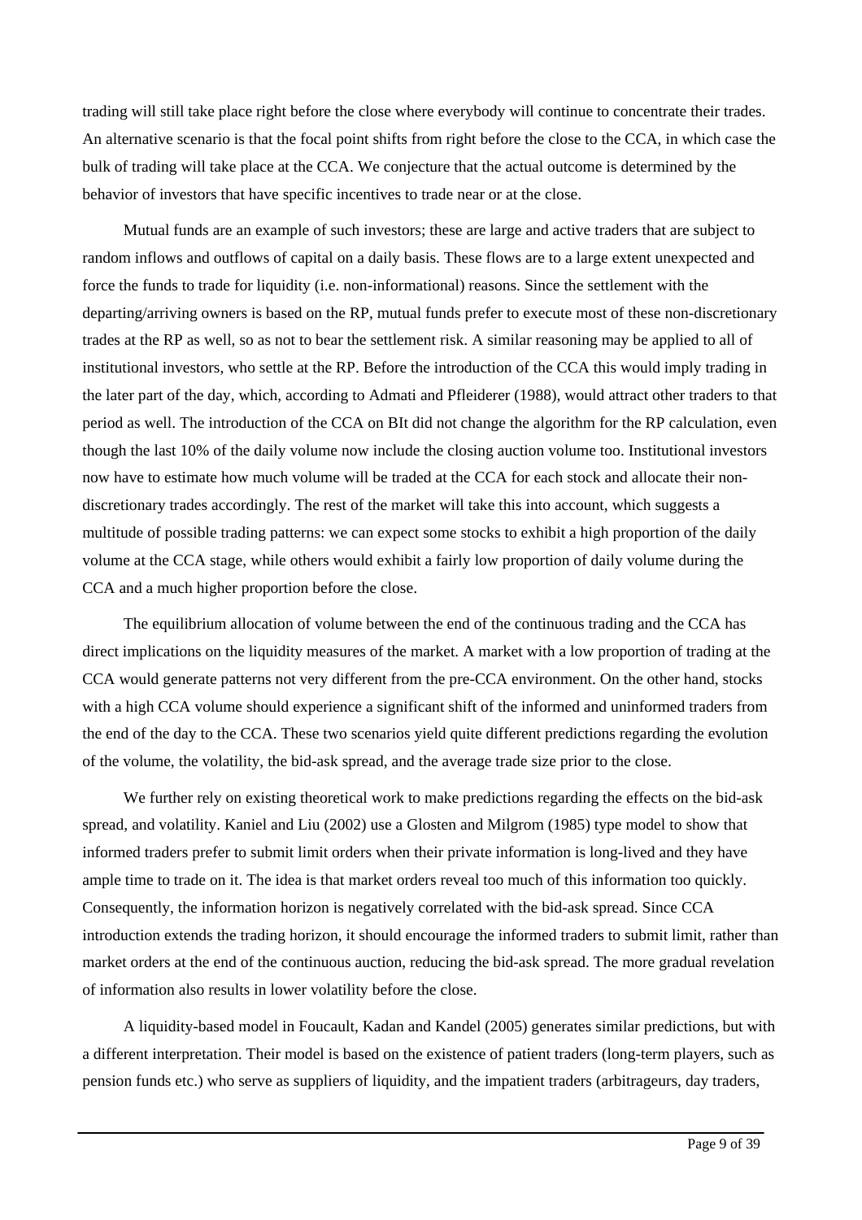trading will still take place right before the close where everybody will continue to concentrate their trades. An alternative scenario is that the focal point shifts from right before the close to the CCA, in which case the bulk of trading will take place at the CCA. We conjecture that the actual outcome is determined by the behavior of investors that have specific incentives to trade near or at the close.

Mutual funds are an example of such investors; these are large and active traders that are subject to random inflows and outflows of capital on a daily basis. These flows are to a large extent unexpected and force the funds to trade for liquidity (i.e. non-informational) reasons. Since the settlement with the departing/arriving owners is based on the RP, mutual funds prefer to execute most of these non-discretionary trades at the RP as well, so as not to bear the settlement risk. A similar reasoning may be applied to all of institutional investors, who settle at the RP. Before the introduction of the CCA this would imply trading in the later part of the day, which, according to Admati and Pfleiderer (1988), would attract other traders to that period as well. The introduction of the CCA on BIt did not change the algorithm for the RP calculation, even though the last 10% of the daily volume now include the closing auction volume too. Institutional investors now have to estimate how much volume will be traded at the CCA for each stock and allocate their non-discretionary trades accordingly. The rest of the market will take this into account, which suggests a multitude of possible trading patterns: we can expect some stocks to exhibit a high proportion of the daily volume at the CCA stage, while others would exhibit a fairly low proportion of daily volume during the CCA and a much higher proportion before the close.

The equilibrium allocation of volume between the end of the continuous trading and the CCA has direct implications on the liquidity measures of the market. A market with a low proportion of trading at the CCA would generate patterns not very different from the pre-CCA environment. On the other hand, stocks with a high CCA volume should experience a significant shift of the informed and uninformed traders from the end of the day to the CCA. These two scenarios yield quite different predictions regarding the evolution of the volume, the volatility, the bid-ask spread, and the average trade size prior to the close.

We further rely on existing theoretical work to make predictions regarding the effects on the bid-ask spread, and volatility. Kaniel and Liu (2002) use a Glosten and Milgrom (1985) type model to show that informed traders prefer to submit limit orders when their private information is long-lived and they have ample time to trade on it. The idea is that market orders reveal too much of this information too quickly. Consequently, the information horizon is negatively correlated with the bid-ask spread. Since CCA introduction extends the trading horizon, it should encourage the informed traders to submit limit, rather than market orders at the end of the continuous auction, reducing the bid-ask spread. The more gradual revelation of information also results in lower volatility before the close.

A liquidity-based model in Foucault, Kadan and Kandel (2005) generates similar predictions, but with a different interpretation. Their model is based on the existence of patient traders (long-term players, such as pension funds etc.) who serve as suppliers of liquidity, and the impatient traders (arbitrageurs, day traders,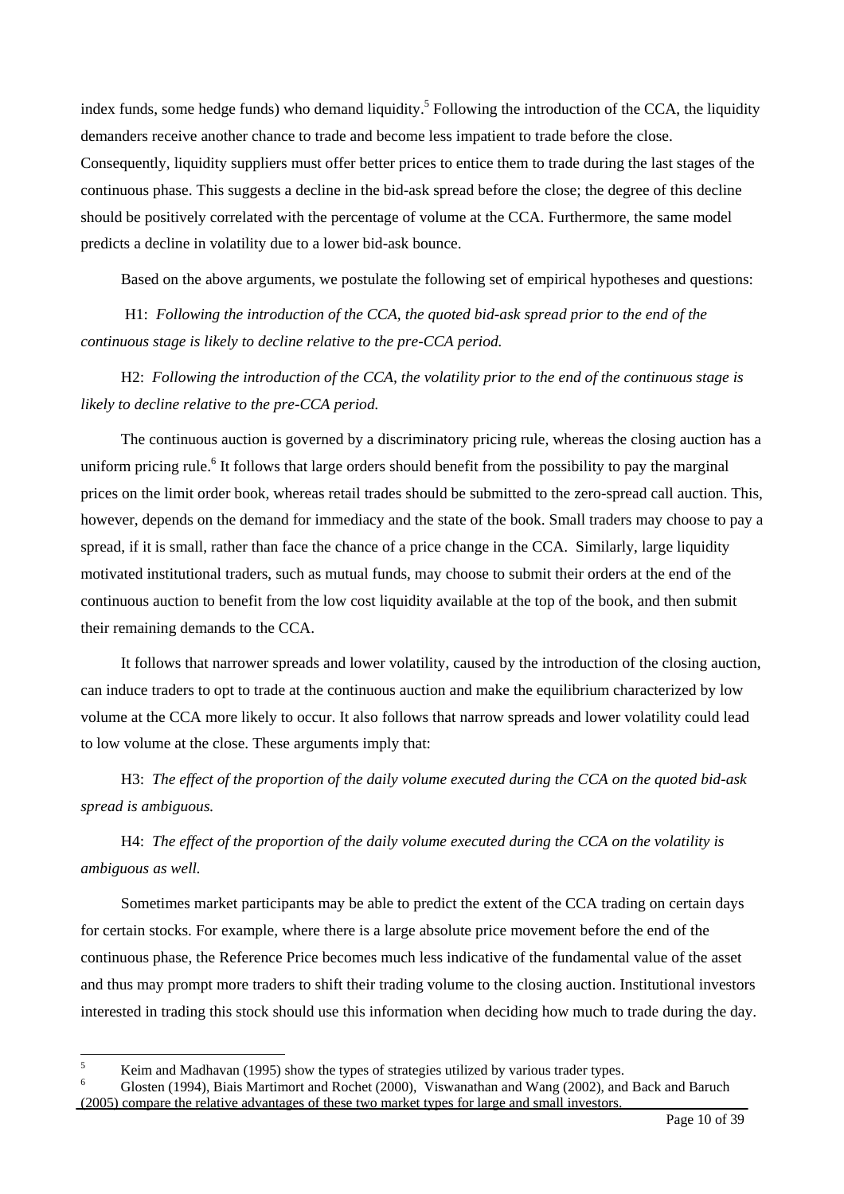index funds, some hedge funds) who demand liquidity.[5] Following the introduction of the CCA, the liquidity demanders receive another chance to trade and become less impatient to trade before the close. Consequently, liquidity suppliers must offer better prices to entice them to trade during the last stages of the continuous phase. This suggests a decline in the bid-ask spread before the close; the degree of this decline should be positively correlated with the percentage of volume at the CCA. Furthermore, the same model predicts a decline in volatility due to a lower bid-ask bounce.

Based on the above arguments, we postulate the following set of empirical hypotheses and questions:

H1: *Following the introduction of the CCA, the quoted bid-ask spread prior to the end of the continuous stage is likely to decline relative to the pre-CCA period.*

H2: *Following the introduction of the CCA, the volatility prior to the end of the continuous stage is likely to decline relative to the pre-CCA period.*

The continuous auction is governed by a discriminatory pricing rule, whereas the closing auction has a uniform pricing rule.[6] It follows that large orders should benefit from the possibility to pay the marginal prices on the limit order book, whereas retail trades should be submitted to the zero-spread call auction. This, however, depends on the demand for immediacy and the state of the book. Small traders may choose to pay a spread, if it is small, rather than face the chance of a price change in the CCA. Similarly, large liquidity motivated institutional traders, such as mutual funds, may choose to submit their orders at the end of the continuous auction to benefit from the low cost liquidity available at the top of the book, and then submit their remaining demands to the CCA.

It follows that narrower spreads and lower volatility, caused by the introduction of the closing auction, can induce traders to opt to trade at the continuous auction and make the equilibrium characterized by low volume at the CCA more likely to occur. It also follows that narrow spreads and lower volatility could lead to low volume at the close. These arguments imply that:

H3: *The effect of the proportion of the daily volume executed during the CCA on the quoted bid-ask spread is ambiguous.*

H4: *The effect of the proportion of the daily volume executed during the CCA on the volatility is ambiguous as well.*

Sometimes market participants may be able to predict the extent of the CCA trading on certain days for certain stocks. For example, where there is a large absolute price movement before the end of the continuous phase, the Reference Price becomes much less indicative of the fundamental value of the asset and thus may prompt more traders to shift their trading volume to the closing auction. Institutional investors interested in trading this stock should use this information when deciding how much to trade during the day.

---

[5] Keim and Madhavan (1995) show the types of strategies utilized by various trader types.

[6] Glosten (1994), Biais Martimort and Rochet (2000), Viswanathan and Wang (2002), and Back and Baruch (2005) compare the relative advantages of these two market types for large and small investors.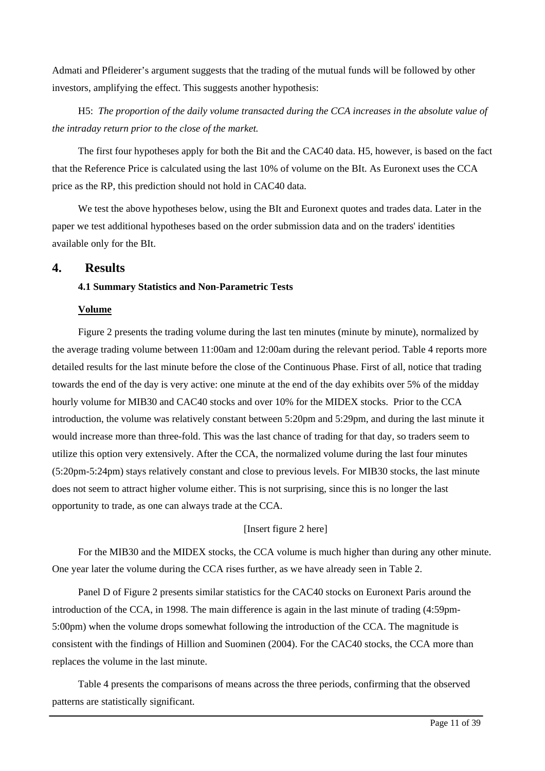Admati and Pfleiderer's argument suggests that the trading of the mutual funds will be followed by other investors, amplifying the effect. This suggests another hypothesis:

H5: *The proportion of the daily volume transacted during the CCA increases in the absolute value of the intraday return prior to the close of the market.*

The first four hypotheses apply for both the Bit and the CAC40 data. H5, however, is based on the fact that the Reference Price is calculated using the last 10% of volume on the BIt. As Euronext uses the CCA price as the RP, this prediction should not hold in CAC40 data.

We test the above hypotheses below, using the BIt and Euronext quotes and trades data. Later in the paper we test additional hypotheses based on the order submission data and on the traders' identities available only for the BIt.

## 4. Results

### 4.1 Summary Statistics and Non-Parametric Tests

**Volume**

Figure 2 presents the trading volume during the last ten minutes (minute by minute), normalized by the average trading volume between 11:00am and 12:00am during the relevant period. Table 4 reports more detailed results for the last minute before the close of the Continuous Phase. First of all, notice that trading towards the end of the day is very active: one minute at the end of the day exhibits over 5% of the midday hourly volume for MIB30 and CAC40 stocks and over 10% for the MIDEX stocks. Prior to the CCA introduction, the volume was relatively constant between 5:20pm and 5:29pm, and during the last minute it would increase more than three-fold. This was the last chance of trading for that day, so traders seem to utilize this option very extensively. After the CCA, the normalized volume during the last four minutes (5:20pm-5:24pm) stays relatively constant and close to previous levels. For MIB30 stocks, the last minute does not seem to attract higher volume either. This is not surprising, since this is no longer the last opportunity to trade, as one can always trade at the CCA.

[Insert figure 2 here]

For the MIB30 and the MIDEX stocks, the CCA volume is much higher than during any other minute. One year later the volume during the CCA rises further, as we have already seen in Table 2.

Panel D of Figure 2 presents similar statistics for the CAC40 stocks on Euronext Paris around the introduction of the CCA, in 1998. The main difference is again in the last minute of trading (4:59pm-5:00pm) when the volume drops somewhat following the introduction of the CCA. The magnitude is consistent with the findings of Hillion and Suominen (2004). For the CAC40 stocks, the CCA more than replaces the volume in the last minute.

Table 4 presents the comparisons of means across the three periods, confirming that the observed patterns are statistically significant.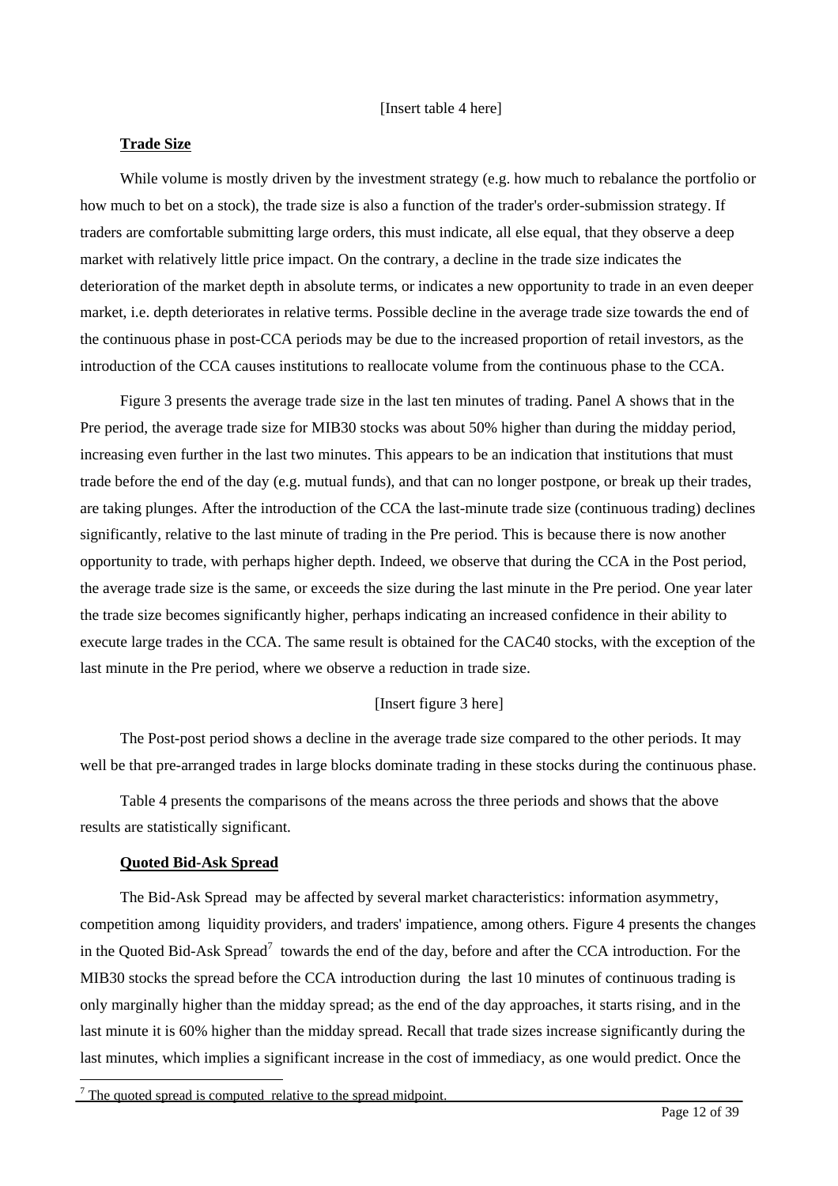[Insert table 4 here]

**Trade Size**

While volume is mostly driven by the investment strategy (e.g. how much to rebalance the portfolio or how much to bet on a stock), the trade size is also a function of the trader's order-submission strategy. If traders are comfortable submitting large orders, this must indicate, all else equal, that they observe a deep market with relatively little price impact. On the contrary, a decline in the trade size indicates the deterioration of the market depth in absolute terms, or indicates a new opportunity to trade in an even deeper market, i.e. depth deteriorates in relative terms. Possible decline in the average trade size towards the end of the continuous phase in post-CCA periods may be due to the increased proportion of retail investors, as the introduction of the CCA causes institutions to reallocate volume from the continuous phase to the CCA.

Figure 3 presents the average trade size in the last ten minutes of trading. Panel A shows that in the Pre period, the average trade size for MIB30 stocks was about 50% higher than during the midday period, increasing even further in the last two minutes. This appears to be an indication that institutions that must trade before the end of the day (e.g. mutual funds), and that can no longer postpone, or break up their trades, are taking plunges. After the introduction of the CCA the last-minute trade size (continuous trading) declines significantly, relative to the last minute of trading in the Pre period. This is because there is now another opportunity to trade, with perhaps higher depth. Indeed, we observe that during the CCA in the Post period, the average trade size is the same, or exceeds the size during the last minute in the Pre period. One year later the trade size becomes significantly higher, perhaps indicating an increased confidence in their ability to execute large trades in the CCA. The same result is obtained for the CAC40 stocks, with the exception of the last minute in the Pre period, where we observe a reduction in trade size.

[Insert figure 3 here]

The Post-post period shows a decline in the average trade size compared to the other periods. It may well be that pre-arranged trades in large blocks dominate trading in these stocks during the continuous phase.

Table 4 presents the comparisons of the means across the three periods and shows that the above results are statistically significant.

**Quoted Bid-Ask Spread**

The Bid-Ask Spread may be affected by several market characteristics: information asymmetry, competition among liquidity providers, and traders' impatience, among others. Figure 4 presents the changes in the Quoted Bid-Ask Spread[7] towards the end of the day, before and after the CCA introduction. For the MIB30 stocks the spread before the CCA introduction during the last 10 minutes of continuous trading is only marginally higher than the midday spread; as the end of the day approaches, it starts rising, and in the last minute it is 60% higher than the midday spread. Recall that trade sizes increase significantly during the last minutes, which implies a significant increase in the cost of immediacy, as one would predict. Once the

[7] The quoted spread is computed relative to the spread midpoint.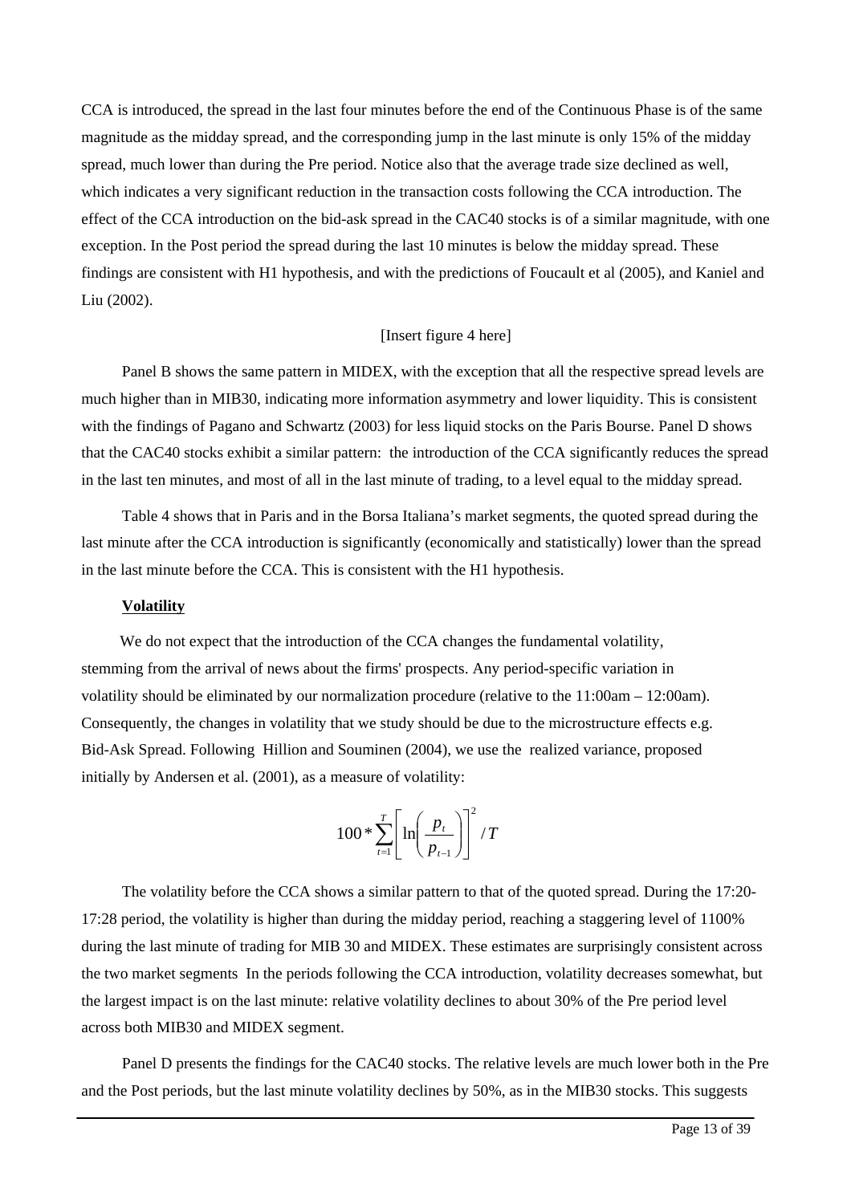CCA is introduced, the spread in the last four minutes before the end of the Continuous Phase is of the same magnitude as the midday spread, and the corresponding jump in the last minute is only 15% of the midday spread, much lower than during the Pre period. Notice also that the average trade size declined as well, which indicates a very significant reduction in the transaction costs following the CCA introduction. The effect of the CCA introduction on the bid-ask spread in the CAC40 stocks is of a similar magnitude, with one exception. In the Post period the spread during the last 10 minutes is below the midday spread. These findings are consistent with H1 hypothesis, and with the predictions of Foucault et al (2005), and Kaniel and Liu (2002).

[Insert figure 4 here]

Panel B shows the same pattern in MIDEX, with the exception that all the respective spread levels are much higher than in MIB30, indicating more information asymmetry and lower liquidity. This is consistent with the findings of Pagano and Schwartz (2003) for less liquid stocks on the Paris Bourse. Panel D shows that the CAC40 stocks exhibit a similar pattern: the introduction of the CCA significantly reduces the spread in the last ten minutes, and most of all in the last minute of trading, to a level equal to the midday spread.

Table 4 shows that in Paris and in the Borsa Italiana's market segments, the quoted spread during the last minute after the CCA introduction is significantly (economically and statistically) lower than the spread in the last minute before the CCA. This is consistent with the H1 hypothesis.

**Volatility**

We do not expect that the introduction of the CCA changes the fundamental volatility, stemming from the arrival of news about the firms' prospects. Any period-specific variation in volatility should be eliminated by our normalization procedure (relative to the 11:00am – 12:00am). Consequently, the changes in volatility that we study should be due to the microstructure effects e.g. Bid-Ask Spread. Following Hillion and Souminen (2004), we use the realized variance, proposed initially by Andersen et al. (2001), as a measure of volatility:

$$100 * \sum_{t=1}^{T} \left[ \ln\left( \frac{p_t}{p_{t-1}} \right) \right]^2 / T$$

The volatility before the CCA shows a similar pattern to that of the quoted spread. During the 17:20-17:28 period, the volatility is higher than during the midday period, reaching a staggering level of 1100% during the last minute of trading for MIB 30 and MIDEX. These estimates are surprisingly consistent across the two market segments In the periods following the CCA introduction, volatility decreases somewhat, but the largest impact is on the last minute: relative volatility declines to about 30% of the Pre period level across both MIB30 and MIDEX segment.

Panel D presents the findings for the CAC40 stocks. The relative levels are much lower both in the Pre and the Post periods, but the last minute volatility declines by 50%, as in the MIB30 stocks. This suggests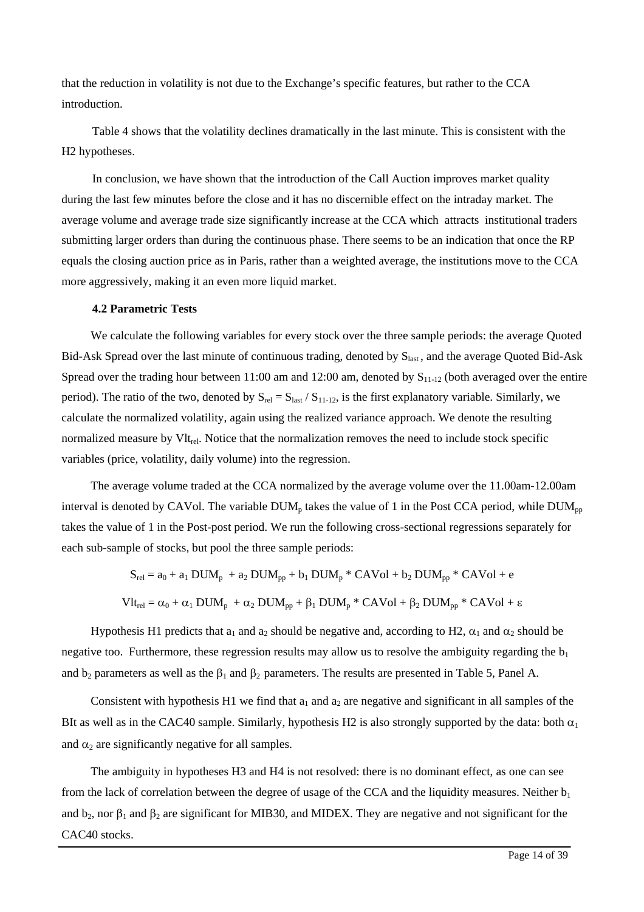that the reduction in volatility is not due to the Exchange's specific features, but rather to the CCA introduction.

Table 4 shows that the volatility declines dramatically in the last minute. This is consistent with the H2 hypotheses.

In conclusion, we have shown that the introduction of the Call Auction improves market quality during the last few minutes before the close and it has no discernible effect on the intraday market. The average volume and average trade size significantly increase at the CCA which attracts institutional traders submitting larger orders than during the continuous phase. There seems to be an indication that once the RP equals the closing auction price as in Paris, rather than a weighted average, the institutions move to the CCA more aggressively, making it an even more liquid market.

### 4.2 Parametric Tests

We calculate the following variables for every stock over the three sample periods: the average Quoted Bid-Ask Spread over the last minute of continuous trading, denoted by $S_{last}$, and the average Quoted Bid-Ask Spread over the trading hour between 11:00 am and 12:00 am, denoted by $S_{11\text{-}12}$ (both averaged over the entire period). The ratio of the two, denoted by $S_{rel} = S_{last} / S_{11\text{-}12}$, is the first explanatory variable. Similarly, we calculate the normalized volatility, again using the realized variance approach. We denote the resulting normalized measure by $Vlt_{rel}$. Notice that the normalization removes the need to include stock specific variables (price, volatility, daily volume) into the regression.

The average volume traded at the CCA normalized by the average volume over the 11.00am-12.00am interval is denoted by CAVol. The variable $DUM_p$ takes the value of 1 in the Post CCA period, while $DUM_{pp}$ takes the value of 1 in the Post-post period. We run the following cross-sectional regressions separately for each sub-sample of stocks, but pool the three sample periods:

$$S_{rel} = a_0 + a_1\, DUM_p + a_2\, DUM_{pp} + b_1\, DUM_p * CAVol + b_2\, DUM_{pp} * CAVol + e$$

$$Vlt_{rel} = \alpha_0 + \alpha_1\, DUM_p + \alpha_2\, DUM_{pp} + \beta_1\, DUM_p * CAVol + \beta_2\, DUM_{pp} * CAVol + \varepsilon$$

Hypothesis H1 predicts that $a_1$ and $a_2$ should be negative and, according to H2, $\alpha_1$ and $\alpha_2$ should be negative too. Furthermore, these regression results may allow us to resolve the ambiguity regarding the $b_1$ and $b_2$ parameters as well as the $\beta_1$ and $\beta_2$ parameters. The results are presented in Table 5, Panel A.

Consistent with hypothesis H1 we find that $a_1$ and $a_2$ are negative and significant in all samples of the BIt as well as in the CAC40 sample. Similarly, hypothesis H2 is also strongly supported by the data: both $\alpha_1$ and $\alpha_2$ are significantly negative for all samples.

The ambiguity in hypotheses H3 and H4 is not resolved: there is no dominant effect, as one can see from the lack of correlation between the degree of usage of the CCA and the liquidity measures. Neither $b_1$ and $b_2$, nor $\beta_1$ and $\beta_2$ are significant for MIB30, and MIDEX. They are negative and not significant for the CAC40 stocks.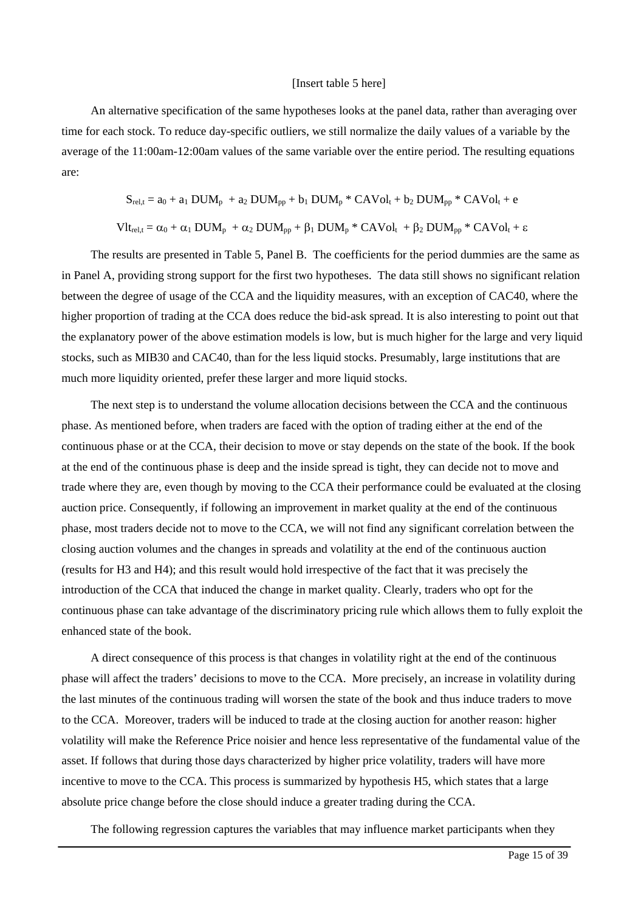[Insert table 5 here]

An alternative specification of the same hypotheses looks at the panel data, rather than averaging over time for each stock. To reduce day-specific outliers, we still normalize the daily values of a variable by the average of the 11:00am-12:00am values of the same variable over the entire period. The resulting equations are:

$$S_{rel,t} = a_0 + a_1\, DUM_p + a_2\, DUM_{pp} + b_1\, DUM_p * CAVol_t + b_2\, DUM_{pp} * CAVol_t + e$$

$$Vlt_{rel,t} = \alpha_0 + \alpha_1\, DUM_p + \alpha_2\, DUM_{pp} + \beta_1\, DUM_p * CAVol_t + \beta_2\, DUM_{pp} * CAVol_t + \varepsilon$$

The results are presented in Table 5, Panel B. The coefficients for the period dummies are the same as in Panel A, providing strong support for the first two hypotheses. The data still shows no significant relation between the degree of usage of the CCA and the liquidity measures, with an exception of CAC40, where the higher proportion of trading at the CCA does reduce the bid-ask spread. It is also interesting to point out that the explanatory power of the above estimation models is low, but is much higher for the large and very liquid stocks, such as MIB30 and CAC40, than for the less liquid stocks. Presumably, large institutions that are much more liquidity oriented, prefer these larger and more liquid stocks.

The next step is to understand the volume allocation decisions between the CCA and the continuous phase. As mentioned before, when traders are faced with the option of trading either at the end of the continuous phase or at the CCA, their decision to move or stay depends on the state of the book. If the book at the end of the continuous phase is deep and the inside spread is tight, they can decide not to move and trade where they are, even though by moving to the CCA their performance could be evaluated at the closing auction price. Consequently, if following an improvement in market quality at the end of the continuous phase, most traders decide not to move to the CCA, we will not find any significant correlation between the closing auction volumes and the changes in spreads and volatility at the end of the continuous auction (results for H3 and H4); and this result would hold irrespective of the fact that it was precisely the introduction of the CCA that induced the change in market quality. Clearly, traders who opt for the continuous phase can take advantage of the discriminatory pricing rule which allows them to fully exploit the enhanced state of the book.

A direct consequence of this process is that changes in volatility right at the end of the continuous phase will affect the traders' decisions to move to the CCA. More precisely, an increase in volatility during the last minutes of the continuous trading will worsen the state of the book and thus induce traders to move to the CCA. Moreover, traders will be induced to trade at the closing auction for another reason: higher volatility will make the Reference Price noisier and hence less representative of the fundamental value of the asset. If follows that during those days characterized by higher price volatility, traders will have more incentive to move to the CCA. This process is summarized by hypothesis H5, which states that a large absolute price change before the close should induce a greater trading during the CCA.

The following regression captures the variables that may influence market participants when they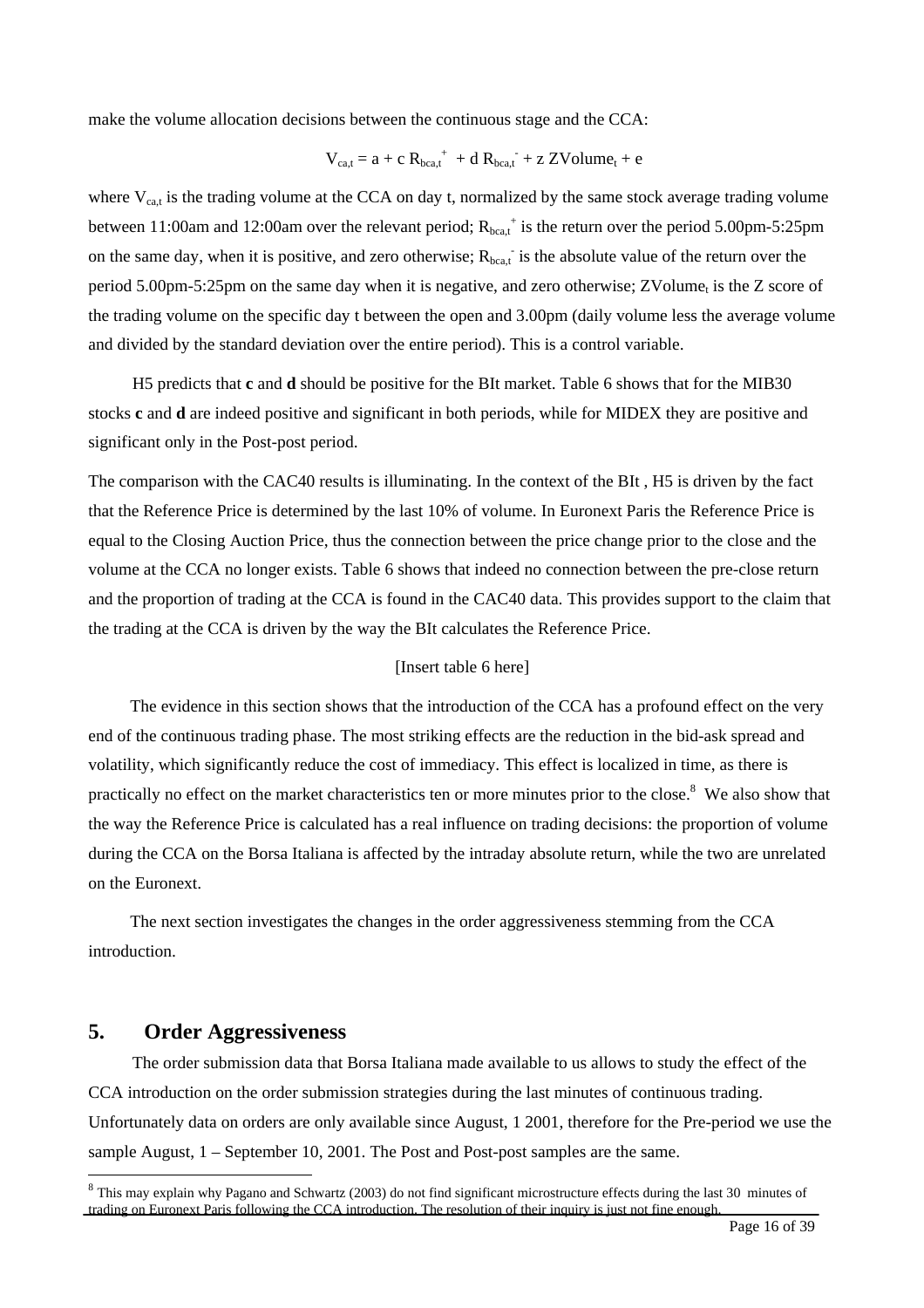make the volume allocation decisions between the continuous stage and the CCA:

$$V_{ca,t} = a + c\, R_{bca,t}^{+} + d\, R_{bca,t}^{-} + z\, ZVolume_t + e$$

where $V_{ca,t}$ is the trading volume at the CCA on day t, normalized by the same stock average trading volume between 11:00am and 12:00am over the relevant period; $R_{bca,t}^{+}$ is the return over the period 5.00pm-5:25pm on the same day, when it is positive, and zero otherwise; $R_{bca,t}^{-}$ is the absolute value of the return over the period 5.00pm-5:25pm on the same day when it is negative, and zero otherwise; $ZVolume_t$ is the Z score of the trading volume on the specific day t between the open and 3.00pm (daily volume less the average volume and divided by the standard deviation over the entire period). This is a control variable.

H5 predicts that **c** and **d** should be positive for the BIt market. Table 6 shows that for the MIB30 stocks **c** and **d** are indeed positive and significant in both periods, while for MIDEX they are positive and significant only in the Post-post period.

The comparison with the CAC40 results is illuminating. In the context of the BIt , H5 is driven by the fact that the Reference Price is determined by the last 10% of volume. In Euronext Paris the Reference Price is equal to the Closing Auction Price, thus the connection between the price change prior to the close and the volume at the CCA no longer exists. Table 6 shows that indeed no connection between the pre-close return and the proportion of trading at the CCA is found in the CAC40 data. This provides support to the claim that the trading at the CCA is driven by the way the BIt calculates the Reference Price.

[Insert table 6 here]

The evidence in this section shows that the introduction of the CCA has a profound effect on the very end of the continuous trading phase. The most striking effects are the reduction in the bid-ask spread and volatility, which significantly reduce the cost of immediacy. This effect is localized in time, as there is practically no effect on the market characteristics ten or more minutes prior to the close.[8] We also show that the way the Reference Price is calculated has a real influence on trading decisions: the proportion of volume during the CCA on the Borsa Italiana is affected by the intraday absolute return, while the two are unrelated on the Euronext.

The next section investigates the changes in the order aggressiveness stemming from the CCA introduction.

## 5. Order Aggressiveness

The order submission data that Borsa Italiana made available to us allows to study the effect of the CCA introduction on the order submission strategies during the last minutes of continuous trading. Unfortunately data on orders are only available since August, 1 2001, therefore for the Pre-period we use the sample August, 1 – September 10, 2001. The Post and Post-post samples are the same.

[8] This may explain why Pagano and Schwartz (2003) do not find significant microstructure effects during the last 30 minutes of trading on Euronext Paris following the CCA introduction. The resolution of their inquiry is just not fine enough.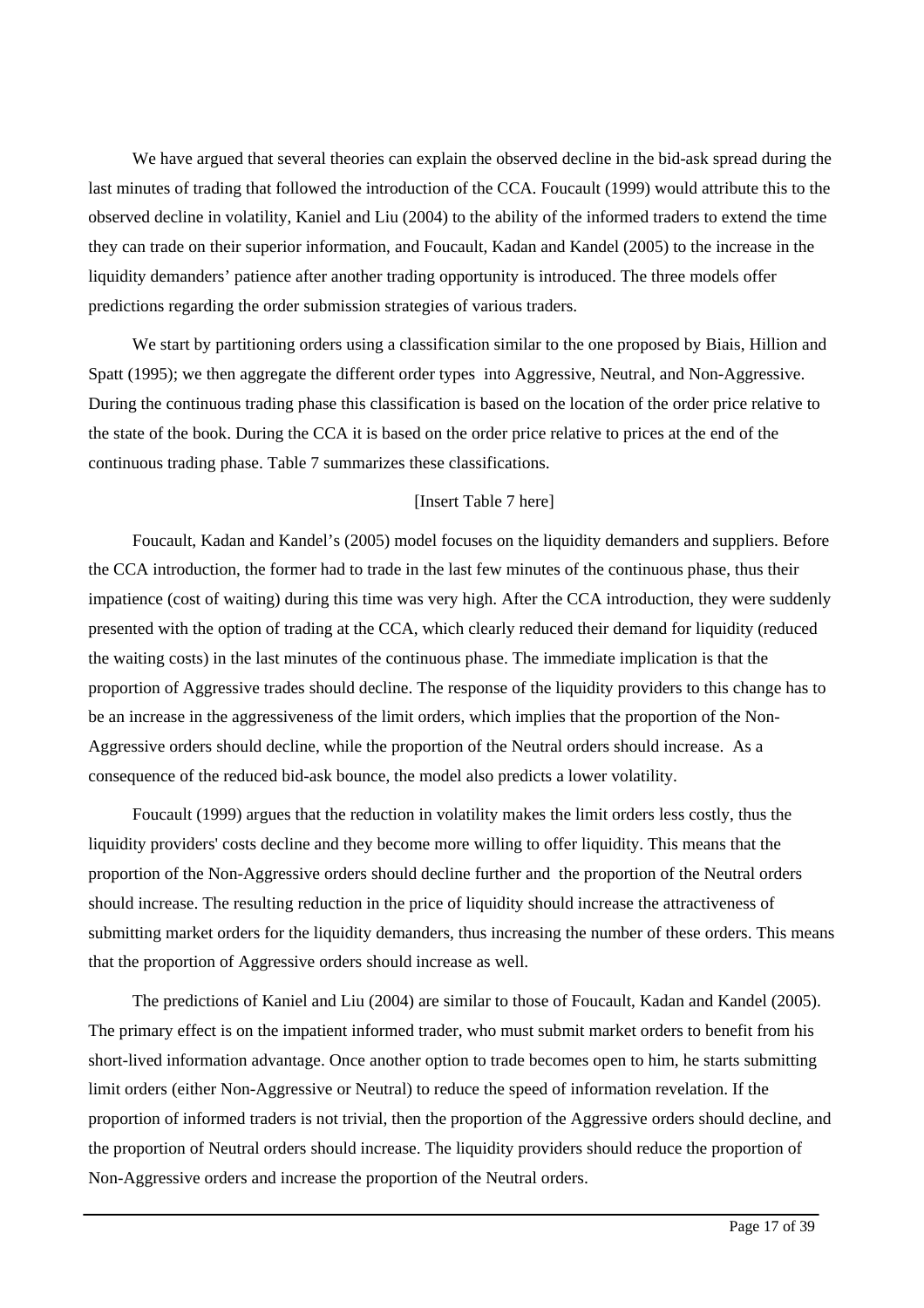We have argued that several theories can explain the observed decline in the bid-ask spread during the last minutes of trading that followed the introduction of the CCA. Foucault (1999) would attribute this to the observed decline in volatility, Kaniel and Liu (2004) to the ability of the informed traders to extend the time they can trade on their superior information, and Foucault, Kadan and Kandel (2005) to the increase in the liquidity demanders' patience after another trading opportunity is introduced. The three models offer predictions regarding the order submission strategies of various traders.

We start by partitioning orders using a classification similar to the one proposed by Biais, Hillion and Spatt (1995); we then aggregate the different order types into Aggressive, Neutral, and Non-Aggressive. During the continuous trading phase this classification is based on the location of the order price relative to the state of the book. During the CCA it is based on the order price relative to prices at the end of the continuous trading phase. Table 7 summarizes these classifications.

[Insert Table 7 here]

Foucault, Kadan and Kandel's (2005) model focuses on the liquidity demanders and suppliers. Before the CCA introduction, the former had to trade in the last few minutes of the continuous phase, thus their impatience (cost of waiting) during this time was very high. After the CCA introduction, they were suddenly presented with the option of trading at the CCA, which clearly reduced their demand for liquidity (reduced the waiting costs) in the last minutes of the continuous phase. The immediate implication is that the proportion of Aggressive trades should decline. The response of the liquidity providers to this change has to be an increase in the aggressiveness of the limit orders, which implies that the proportion of the Non-Aggressive orders should decline, while the proportion of the Neutral orders should increase. As a consequence of the reduced bid-ask bounce, the model also predicts a lower volatility.

Foucault (1999) argues that the reduction in volatility makes the limit orders less costly, thus the liquidity providers' costs decline and they become more willing to offer liquidity. This means that the proportion of the Non-Aggressive orders should decline further and the proportion of the Neutral orders should increase. The resulting reduction in the price of liquidity should increase the attractiveness of submitting market orders for the liquidity demanders, thus increasing the number of these orders. This means that the proportion of Aggressive orders should increase as well.

The predictions of Kaniel and Liu (2004) are similar to those of Foucault, Kadan and Kandel (2005). The primary effect is on the impatient informed trader, who must submit market orders to benefit from his short-lived information advantage. Once another option to trade becomes open to him, he starts submitting limit orders (either Non-Aggressive or Neutral) to reduce the speed of information revelation. If the proportion of informed traders is not trivial, then the proportion of the Aggressive orders should decline, and the proportion of Neutral orders should increase. The liquidity providers should reduce the proportion of Non-Aggressive orders and increase the proportion of the Neutral orders.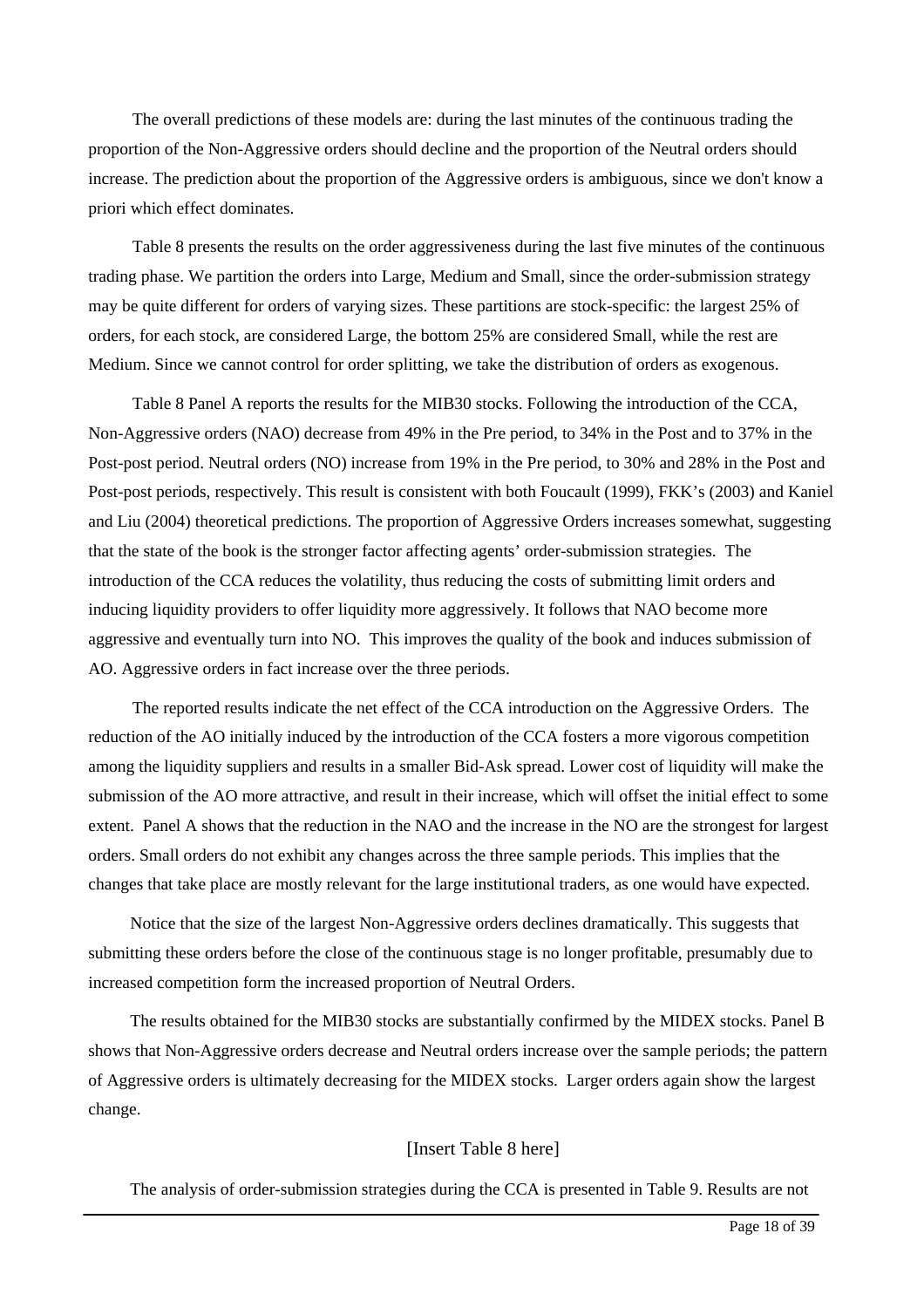The overall predictions of these models are: during the last minutes of the continuous trading the proportion of the Non-Aggressive orders should decline and the proportion of the Neutral orders should increase. The prediction about the proportion of the Aggressive orders is ambiguous, since we don't know a priori which effect dominates.

Table 8 presents the results on the order aggressiveness during the last five minutes of the continuous trading phase. We partition the orders into Large, Medium and Small, since the order-submission strategy may be quite different for orders of varying sizes. These partitions are stock-specific: the largest 25% of orders, for each stock, are considered Large, the bottom 25% are considered Small, while the rest are Medium. Since we cannot control for order splitting, we take the distribution of orders as exogenous.

Table 8 Panel A reports the results for the MIB30 stocks. Following the introduction of the CCA, Non-Aggressive orders (NAO) decrease from 49% in the Pre period, to 34% in the Post and to 37% in the Post-post period. Neutral orders (NO) increase from 19% in the Pre period, to 30% and 28% in the Post and Post-post periods, respectively. This result is consistent with both Foucault (1999), FKK's (2003) and Kaniel and Liu (2004) theoretical predictions. The proportion of Aggressive Orders increases somewhat, suggesting that the state of the book is the stronger factor affecting agents' order-submission strategies. The introduction of the CCA reduces the volatility, thus reducing the costs of submitting limit orders and inducing liquidity providers to offer liquidity more aggressively. It follows that NAO become more aggressive and eventually turn into NO. This improves the quality of the book and induces submission of AO. Aggressive orders in fact increase over the three periods.

The reported results indicate the net effect of the CCA introduction on the Aggressive Orders. The reduction of the AO initially induced by the introduction of the CCA fosters a more vigorous competition among the liquidity suppliers and results in a smaller Bid-Ask spread. Lower cost of liquidity will make the submission of the AO more attractive, and result in their increase, which will offset the initial effect to some extent. Panel A shows that the reduction in the NAO and the increase in the NO are the strongest for largest orders. Small orders do not exhibit any changes across the three sample periods. This implies that the changes that take place are mostly relevant for the large institutional traders, as one would have expected.

Notice that the size of the largest Non-Aggressive orders declines dramatically. This suggests that submitting these orders before the close of the continuous stage is no longer profitable, presumably due to increased competition form the increased proportion of Neutral Orders.

The results obtained for the MIB30 stocks are substantially confirmed by the MIDEX stocks. Panel B shows that Non-Aggressive orders decrease and Neutral orders increase over the sample periods; the pattern of Aggressive orders is ultimately decreasing for the MIDEX stocks. Larger orders again show the largest change.

[Insert Table 8 here]

The analysis of order-submission strategies during the CCA is presented in Table 9. Results are not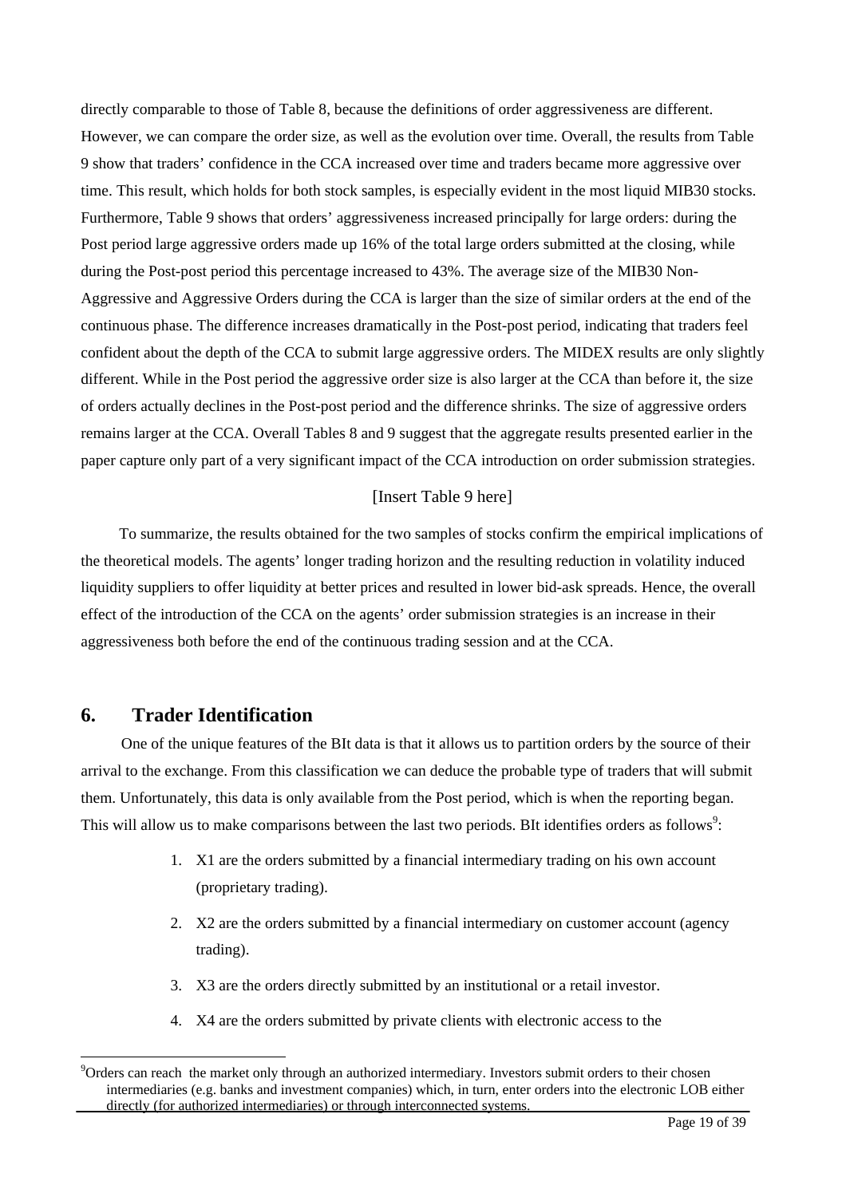directly comparable to those of Table 8, because the definitions of order aggressiveness are different. However, we can compare the order size, as well as the evolution over time. Overall, the results from Table 9 show that traders' confidence in the CCA increased over time and traders became more aggressive over time. This result, which holds for both stock samples, is especially evident in the most liquid MIB30 stocks. Furthermore, Table 9 shows that orders' aggressiveness increased principally for large orders: during the Post period large aggressive orders made up 16% of the total large orders submitted at the closing, while during the Post-post period this percentage increased to 43%. The average size of the MIB30 Non-Aggressive and Aggressive Orders during the CCA is larger than the size of similar orders at the end of the continuous phase. The difference increases dramatically in the Post-post period, indicating that traders feel confident about the depth of the CCA to submit large aggressive orders. The MIDEX results are only slightly different. While in the Post period the aggressive order size is also larger at the CCA than before it, the size of orders actually declines in the Post-post period and the difference shrinks. The size of aggressive orders remains larger at the CCA. Overall Tables 8 and 9 suggest that the aggregate results presented earlier in the paper capture only part of a very significant impact of the CCA introduction on order submission strategies.

[Insert Table 9 here]

To summarize, the results obtained for the two samples of stocks confirm the empirical implications of the theoretical models. The agents' longer trading horizon and the resulting reduction in volatility induced liquidity suppliers to offer liquidity at better prices and resulted in lower bid-ask spreads. Hence, the overall effect of the introduction of the CCA on the agents' order submission strategies is an increase in their aggressiveness both before the end of the continuous trading session and at the CCA.

## 6. Trader Identification

One of the unique features of the BIt data is that it allows us to partition orders by the source of their arrival to the exchange. From this classification we can deduce the probable type of traders that will submit them. Unfortunately, this data is only available from the Post period, which is when the reporting began. This will allow us to make comparisons between the last two periods. BIt identifies orders as follows[9]:

1. X1 are the orders submitted by a financial intermediary trading on his own account (proprietary trading).
2. X2 are the orders submitted by a financial intermediary on customer account (agency trading).
3. X3 are the orders directly submitted by an institutional or a retail investor.
4. X4 are the orders submitted by private clients with electronic access to the

[9] Orders can reach the market only through an authorized intermediary. Investors submit orders to their chosen intermediaries (e.g. banks and investment companies) which, in turn, enter orders into the electronic LOB either directly (for authorized intermediaries) or through interconnected systems.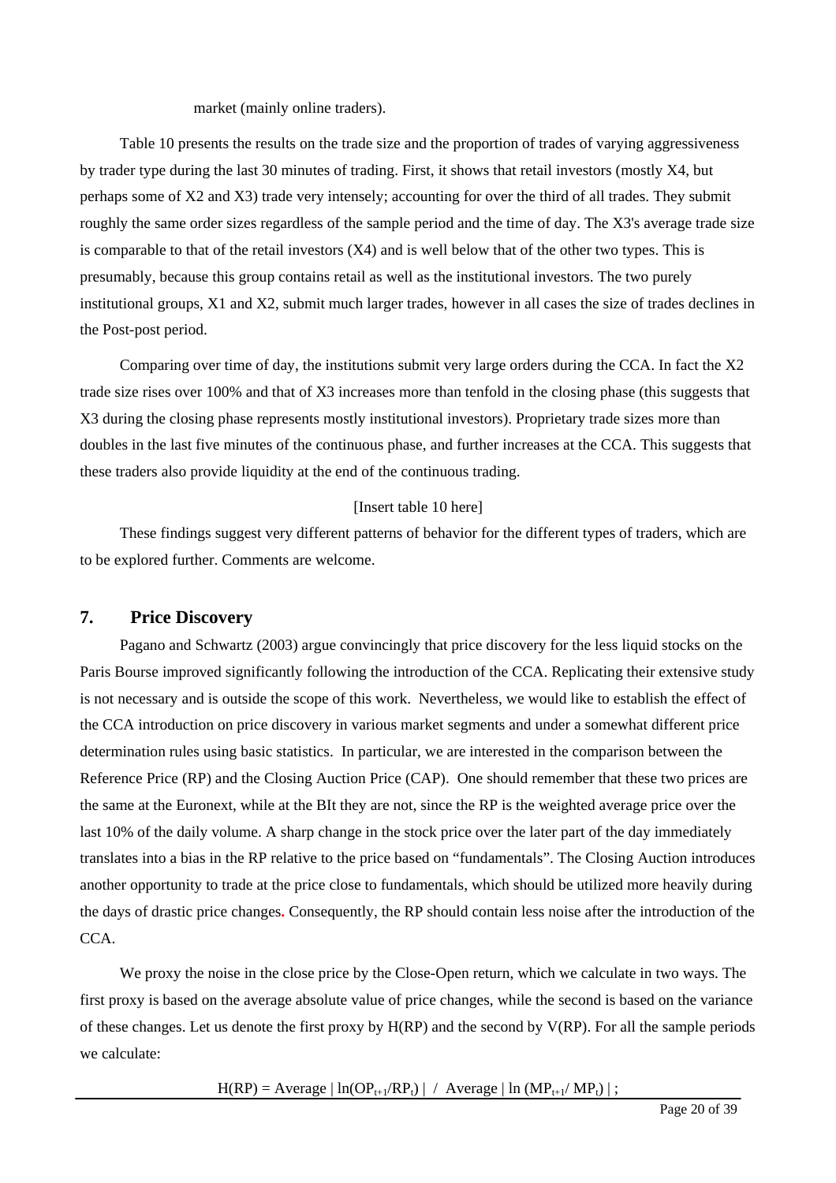market (mainly online traders).

Table 10 presents the results on the trade size and the proportion of trades of varying aggressiveness by trader type during the last 30 minutes of trading. First, it shows that retail investors (mostly X4, but perhaps some of X2 and X3) trade very intensely; accounting for over the third of all trades. They submit roughly the same order sizes regardless of the sample period and the time of day. The X3's average trade size is comparable to that of the retail investors (X4) and is well below that of the other two types. This is presumably, because this group contains retail as well as the institutional investors. The two purely institutional groups, X1 and X2, submit much larger trades, however in all cases the size of trades declines in the Post-post period.

Comparing over time of day, the institutions submit very large orders during the CCA. In fact the X2 trade size rises over 100% and that of X3 increases more than tenfold in the closing phase (this suggests that X3 during the closing phase represents mostly institutional investors). Proprietary trade sizes more than doubles in the last five minutes of the continuous phase, and further increases at the CCA. This suggests that these traders also provide liquidity at the end of the continuous trading.

[Insert table 10 here]

These findings suggest very different patterns of behavior for the different types of traders, which are to be explored further. Comments are welcome.

## 7. Price Discovery

Pagano and Schwartz (2003) argue convincingly that price discovery for the less liquid stocks on the Paris Bourse improved significantly following the introduction of the CCA. Replicating their extensive study is not necessary and is outside the scope of this work. Nevertheless, we would like to establish the effect of the CCA introduction on price discovery in various market segments and under a somewhat different price determination rules using basic statistics. In particular, we are interested in the comparison between the Reference Price (RP) and the Closing Auction Price (CAP). One should remember that these two prices are the same at the Euronext, while at the BIt they are not, since the RP is the weighted average price over the last 10% of the daily volume. A sharp change in the stock price over the later part of the day immediately translates into a bias in the RP relative to the price based on "fundamentals". The Closing Auction introduces another opportunity to trade at the price close to fundamentals, which should be utilized more heavily during the days of drastic price changes. Consequently, the RP should contain less noise after the introduction of the CCA.

We proxy the noise in the close price by the Close-Open return, which we calculate in two ways. The first proxy is based on the average absolute value of price changes, while the second is based on the variance of these changes. Let us denote the first proxy by H(RP) and the second by V(RP). For all the sample periods we calculate:

$$H(RP) = \text{Average} \mid \ln(OP_{t+1}/RP_t) \mid \ / \ \text{Average} \mid \ln(MP_{t+1}/MP_t) \mid ;$$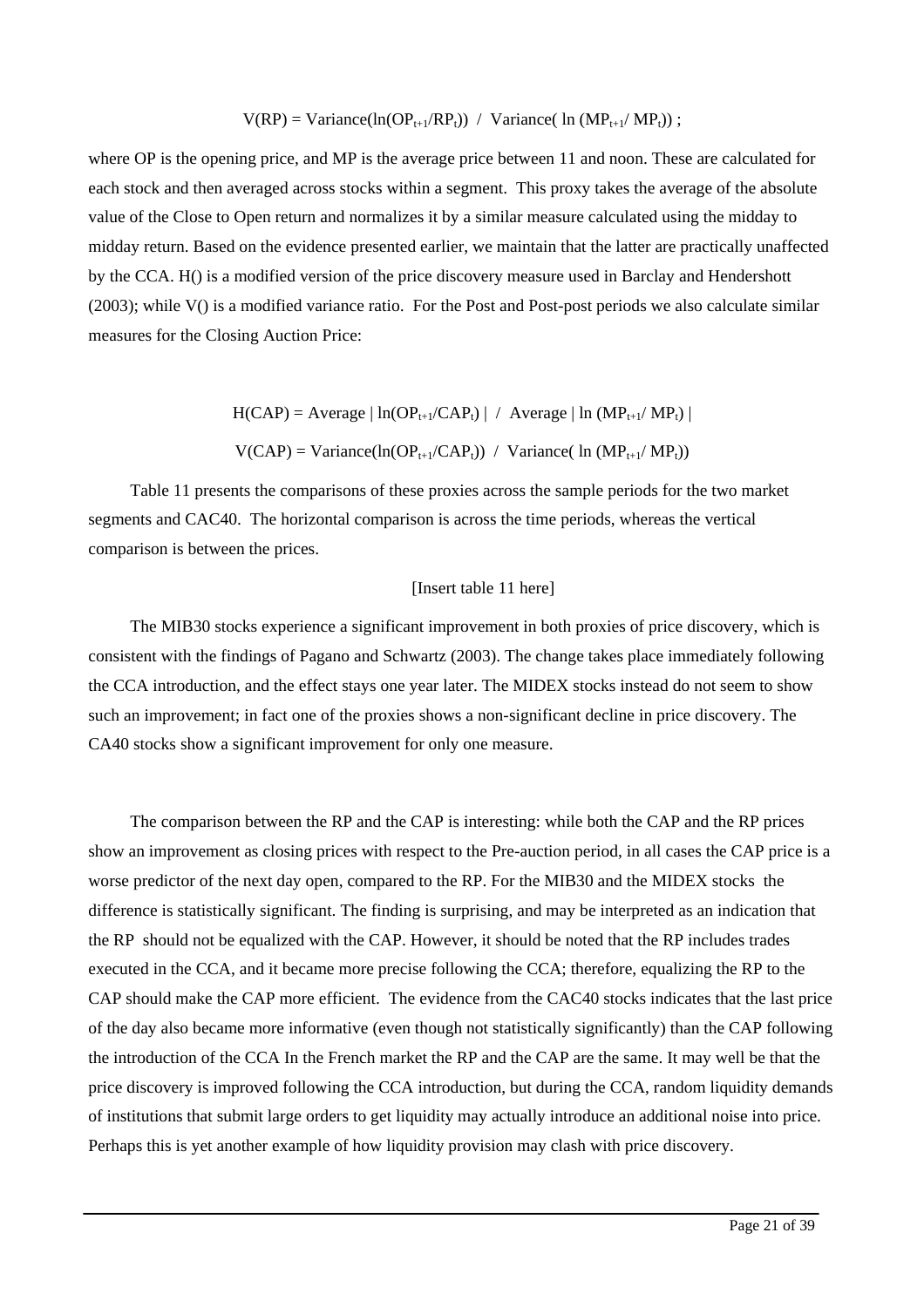$$V(RP) = \text{Variance}(\ln(OP_{t+1}/RP_t)) \ / \ \text{Variance}(\ln(MP_{t+1}/MP_t)) \ ;$$

where OP is the opening price, and MP is the average price between 11 and noon. These are calculated for each stock and then averaged across stocks within a segment. This proxy takes the average of the absolute value of the Close to Open return and normalizes it by a similar measure calculated using the midday to midday return. Based on the evidence presented earlier, we maintain that the latter are practically unaffected by the CCA. H() is a modified version of the price discovery measure used in Barclay and Hendershott (2003); while V() is a modified variance ratio. For the Post and Post-post periods we also calculate similar measures for the Closing Auction Price:

$$H(CAP) = \text{Average} \ | \ln(OP_{t+1}/CAP_t) \ | \ / \ \text{Average} \ | \ln(MP_{t+1}/MP_t) \ |$$

$$V(CAP) = \text{Variance}(\ln(OP_{t+1}/CAP_t)) \ / \ \text{Variance}(\ln(MP_{t+1}/MP_t))$$

Table 11 presents the comparisons of these proxies across the sample periods for the two market segments and CAC40. The horizontal comparison is across the time periods, whereas the vertical comparison is between the prices.

[Insert table 11 here]

The MIB30 stocks experience a significant improvement in both proxies of price discovery, which is consistent with the findings of Pagano and Schwartz (2003). The change takes place immediately following the CCA introduction, and the effect stays one year later. The MIDEX stocks instead do not seem to show such an improvement; in fact one of the proxies shows a non-significant decline in price discovery. The CA40 stocks show a significant improvement for only one measure.

The comparison between the RP and the CAP is interesting: while both the CAP and the RP prices show an improvement as closing prices with respect to the Pre-auction period, in all cases the CAP price is a worse predictor of the next day open, compared to the RP. For the MIB30 and the MIDEX stocks the difference is statistically significant. The finding is surprising, and may be interpreted as an indication that the RP should not be equalized with the CAP. However, it should be noted that the RP includes trades executed in the CCA, and it became more precise following the CCA; therefore, equalizing the RP to the CAP should make the CAP more efficient. The evidence from the CAC40 stocks indicates that the last price of the day also became more informative (even though not statistically significantly) than the CAP following the introduction of the CCA In the French market the RP and the CAP are the same. It may well be that the price discovery is improved following the CCA introduction, but during the CCA, random liquidity demands of institutions that submit large orders to get liquidity may actually introduce an additional noise into price. Perhaps this is yet another example of how liquidity provision may clash with price discovery.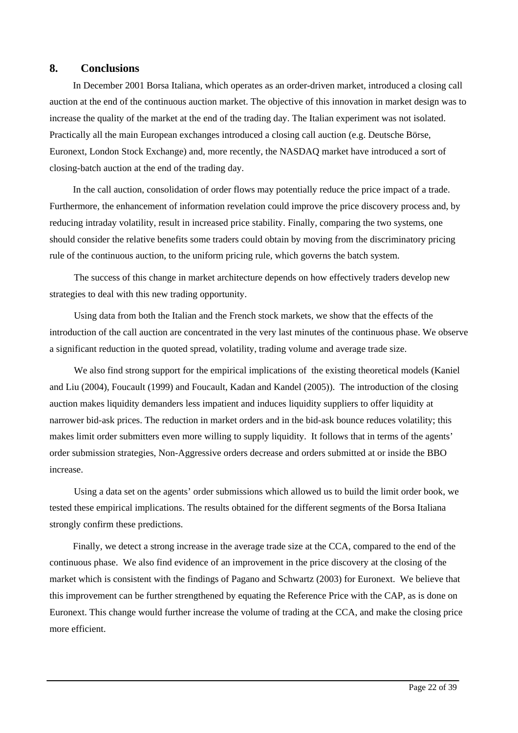## 8. Conclusions

In December 2001 Borsa Italiana, which operates as an order-driven market, introduced a closing call auction at the end of the continuous auction market. The objective of this innovation in market design was to increase the quality of the market at the end of the trading day. The Italian experiment was not isolated. Practically all the main European exchanges introduced a closing call auction (e.g. Deutsche Börse, Euronext, London Stock Exchange) and, more recently, the NASDAQ market have introduced a sort of closing-batch auction at the end of the trading day.

In the call auction, consolidation of order flows may potentially reduce the price impact of a trade. Furthermore, the enhancement of information revelation could improve the price discovery process and, by reducing intraday volatility, result in increased price stability. Finally, comparing the two systems, one should consider the relative benefits some traders could obtain by moving from the discriminatory pricing rule of the continuous auction, to the uniform pricing rule, which governs the batch system.

The success of this change in market architecture depends on how effectively traders develop new strategies to deal with this new trading opportunity.

Using data from both the Italian and the French stock markets, we show that the effects of the introduction of the call auction are concentrated in the very last minutes of the continuous phase. We observe a significant reduction in the quoted spread, volatility, trading volume and average trade size.

We also find strong support for the empirical implications of the existing theoretical models (Kaniel and Liu (2004), Foucault (1999) and Foucault, Kadan and Kandel (2005)). The introduction of the closing auction makes liquidity demanders less impatient and induces liquidity suppliers to offer liquidity at narrower bid-ask prices. The reduction in market orders and in the bid-ask bounce reduces volatility; this makes limit order submitters even more willing to supply liquidity. It follows that in terms of the agents' order submission strategies, Non-Aggressive orders decrease and orders submitted at or inside the BBO increase.

Using a data set on the agents' order submissions which allowed us to build the limit order book, we tested these empirical implications. The results obtained for the different segments of the Borsa Italiana strongly confirm these predictions.

Finally, we detect a strong increase in the average trade size at the CCA, compared to the end of the continuous phase. We also find evidence of an improvement in the price discovery at the closing of the market which is consistent with the findings of Pagano and Schwartz (2003) for Euronext. We believe that this improvement can be further strengthened by equating the Reference Price with the CAP, as is done on Euronext. This change would further increase the volume of trading at the CCA, and make the closing price more efficient.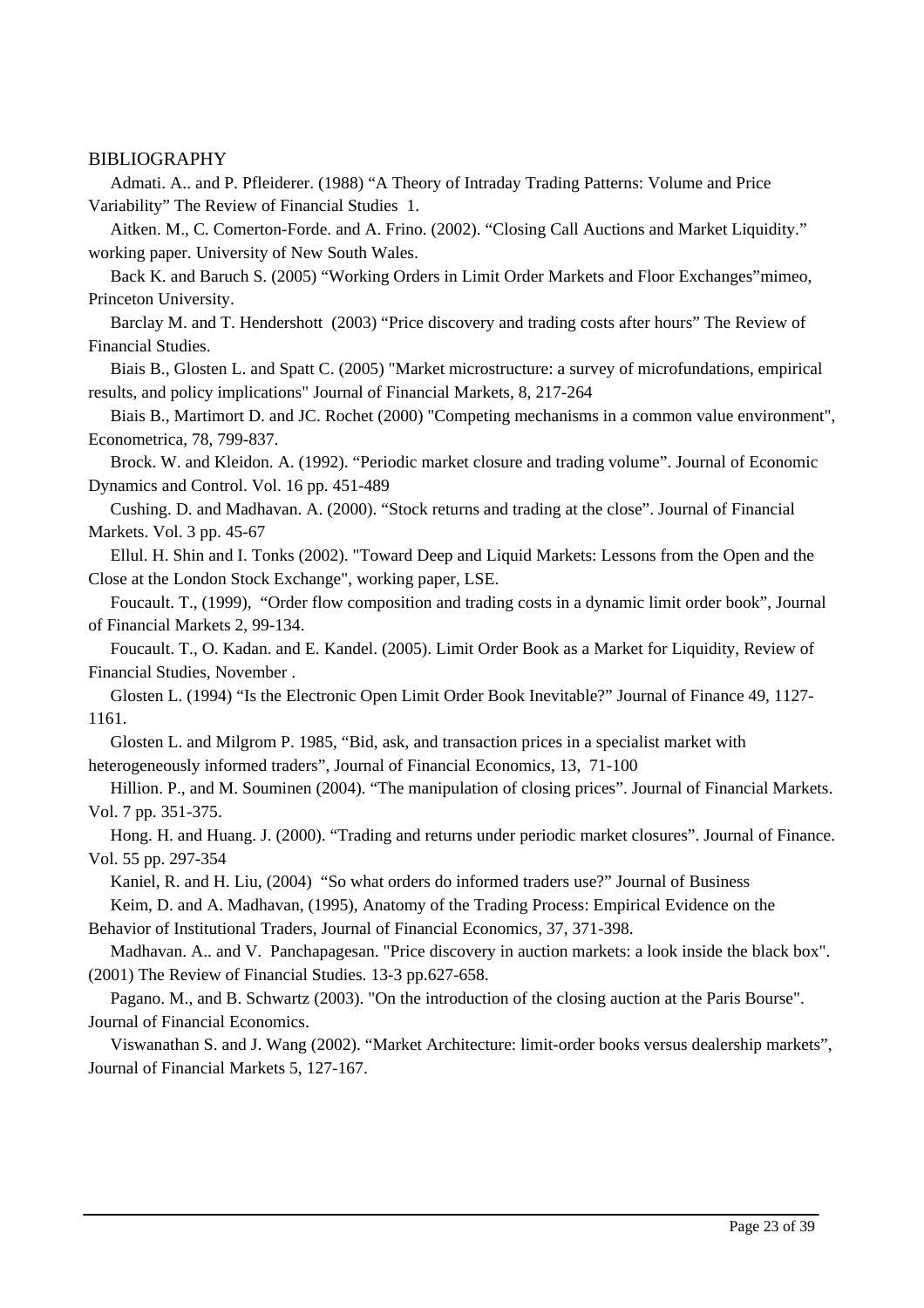# BIBLIOGRAPHY

Admati. A.. and P. Pfleiderer. (1988) "A Theory of Intraday Trading Patterns: Volume and Price Variability" The Review of Financial Studies 1.

Aitken. M., C. Comerton-Forde. and A. Frino. (2002). "Closing Call Auctions and Market Liquidity." working paper. University of New South Wales.

Back K. and Baruch S. (2005) "Working Orders in Limit Order Markets and Floor Exchanges"mimeo, Princeton University.

Barclay M. and T. Hendershott (2003) "Price discovery and trading costs after hours" The Review of Financial Studies.

Biais B., Glosten L. and Spatt C. (2005) "Market microstructure: a survey of microfundations, empirical results, and policy implications" Journal of Financial Markets, 8, 217-264

Biais B., Martimort D. and JC. Rochet (2000) "Competing mechanisms in a common value environment", Econometrica, 78, 799-837.

Brock. W. and Kleidon. A. (1992). "Periodic market closure and trading volume". Journal of Economic Dynamics and Control. Vol. 16 pp. 451-489

Cushing. D. and Madhavan. A. (2000). "Stock returns and trading at the close". Journal of Financial Markets. Vol. 3 pp. 45-67

Ellul. H. Shin and I. Tonks (2002). "Toward Deep and Liquid Markets: Lessons from the Open and the Close at the London Stock Exchange", working paper, LSE.

Foucault. T., (1999), "Order flow composition and trading costs in a dynamic limit order book", Journal of Financial Markets 2, 99-134.

Foucault. T., O. Kadan. and E. Kandel. (2005). Limit Order Book as a Market for Liquidity, Review of Financial Studies, November .

Glosten L. (1994) "Is the Electronic Open Limit Order Book Inevitable?" Journal of Finance 49, 1127-1161.

Glosten L. and Milgrom P. 1985, "Bid, ask, and transaction prices in a specialist market with heterogeneously informed traders", Journal of Financial Economics, 13, 71-100

Hillion. P., and M. Souminen (2004). "The manipulation of closing prices". Journal of Financial Markets. Vol. 7 pp. 351-375.

Hong. H. and Huang. J. (2000). "Trading and returns under periodic market closures". Journal of Finance. Vol. 55 pp. 297-354

Kaniel, R. and H. Liu, (2004) "So what orders do informed traders use?" Journal of Business

Keim, D. and A. Madhavan, (1995), Anatomy of the Trading Process: Empirical Evidence on the Behavior of Institutional Traders, Journal of Financial Economics, 37, 371-398.

Madhavan. A.. and V. Panchapagesan. "Price discovery in auction markets: a look inside the black box". (2001) The Review of Financial Studies. 13-3 pp.627-658.

Pagano. M., and B. Schwartz (2003). "On the introduction of the closing auction at the Paris Bourse". Journal of Financial Economics.

Viswanathan S. and J. Wang (2002). "Market Architecture: limit-order books versus dealership markets", Journal of Financial Markets 5, 127-167.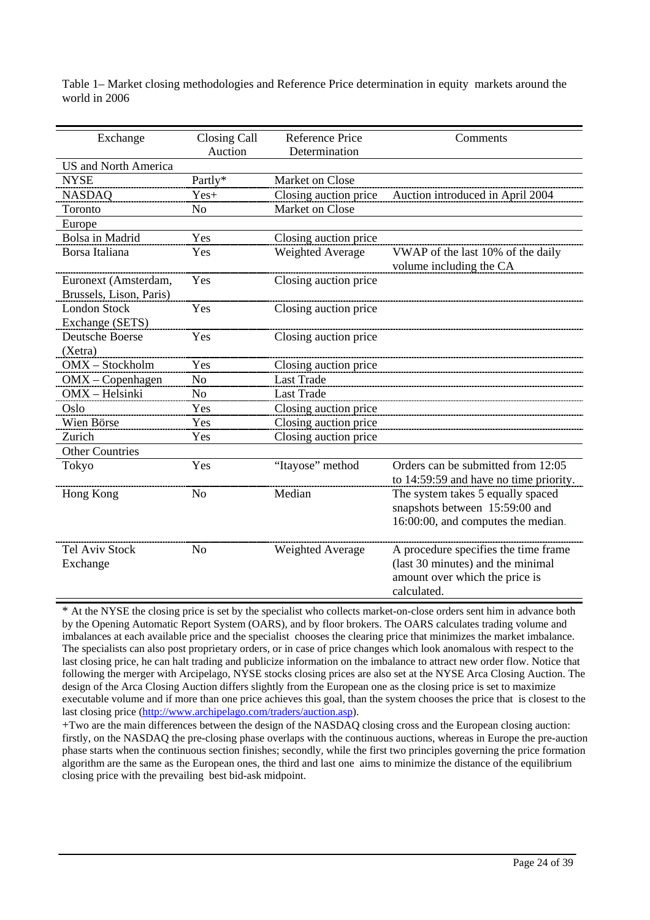Table 1– Market closing methodologies and Reference Price determination in equity markets around the world in 2006

| Exchange | Closing Call Auction | Reference Price Determination | Comments |
|---|---|---|---|
| US and North America | | | |
| NYSE | Partly* | Market on Close | |
| NASDAQ | Yes+ | Closing auction price | Auction introduced in April 2004 |
| Toronto | No | Market on Close | |
| Europe | | | |
| Bolsa in Madrid | Yes | Closing auction price | |
| Borsa Italiana | Yes | Weighted Average | VWAP of the last 10% of the daily volume including the CA |
| Euronext (Amsterdam, Brussels, Lison, Paris) | Yes | Closing auction price | |
| London Stock Exchange (SETS) | Yes | Closing auction price | |
| Deutsche Boerse (Xetra) | Yes | Closing auction price | |
| OMX – Stockholm | Yes | Closing auction price | |
| OMX – Copenhagen | No | Last Trade | |
| OMX – Helsinki | No | Last Trade | |
| Oslo | Yes | Closing auction price | |
| Wien Börse | Yes | Closing auction price | |
| Zurich | Yes | Closing auction price | |
| Other Countries | | | |
| Tokyo | Yes | "Itayose" method | Orders can be submitted from 12:05 to 14:59:59 and have no time priority. |
| Hong Kong | No | Median | The system takes 5 equally spaced snapshots between 15:59:00 and 16:00:00, and computes the median. |
| Tel Aviv Stock Exchange | No | Weighted Average | A procedure specifies the time frame (last 30 minutes) and the minimal amount over which the price is calculated. |

* At the NYSE the closing price is set by the specialist who collects market-on-close orders sent him in advance both by the Opening Automatic Report System (OARS), and by floor brokers. The OARS calculates trading volume and imbalances at each available price and the specialist chooses the clearing price that minimizes the market imbalance. The specialists can also post proprietary orders, or in case of price changes which look anomalous with respect to the last closing price, he can halt trading and publicize information on the imbalance to attract new order flow. Notice that following the merger with Arcipelago, NYSE stocks closing prices are also set at the NYSE Arca Closing Auction. The design of the Arca Closing Auction differs slightly from the European one as the closing price is set to maximize executable volume and if more than one price achieves this goal, than the system chooses the price that is closest to the last closing price (http://www.archipelago.com/traders/auction.asp).

+Two are the main differences between the design of the NASDAQ closing cross and the European closing auction: firstly, on the NASDAQ the pre-closing phase overlaps with the continuous auctions, whereas in Europe the pre-auction phase starts when the continuous section finishes; secondly, while the first two principles governing the price formation algorithm are the same as the European ones, the third and last one aims to minimize the distance of the equilibrium closing price with the prevailing best bid-ask midpoint.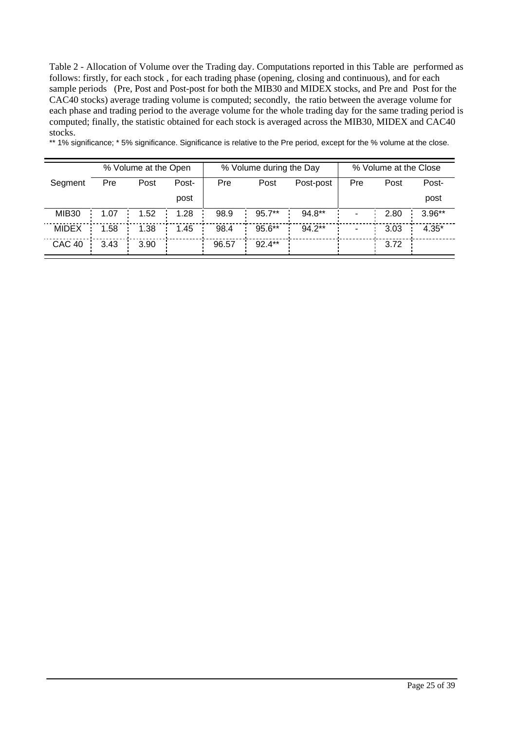Table 2 - Allocation of Volume over the Trading day. Computations reported in this Table are performed as follows: firstly, for each stock , for each trading phase (opening, closing and continuous), and for each sample periods (Pre, Post and Post-post for both the MIB30 and MIDEX stocks, and Pre and Post for the CAC40 stocks) average trading volume is computed; secondly, the ratio between the average volume for each phase and trading period to the average volume for the whole trading day for the same trading period is computed; finally, the statistic obtained for each stock is averaged across the MIB30, MIDEX and CAC40 stocks.

** 1% significance; * 5% significance. Significance is relative to the Pre period, except for the % volume at the close.

| | % Volume at the Open | | | % Volume during the Day | | | % Volume at the Close | | |
|---|---|---|---|---|---|---|---|---|---|
| Segment | Pre | Post | Post-post | Pre | Post | Post-post | Pre | Post | Post-post |
| MIB30 | 1.07 | 1.52 | 1.28 | 98.9 | 95.7** | 94.8** | - | 2.80 | 3.96** |
| MIDEX | 1.58 | 1.38 | 1.45 | 98.4 | 95.6** | 94.2** | - | 3.03 | 4.35* |
| CAC 40 | 3.43 | 3.90 | | 96.57 | 92.4** | | | 3.72 | |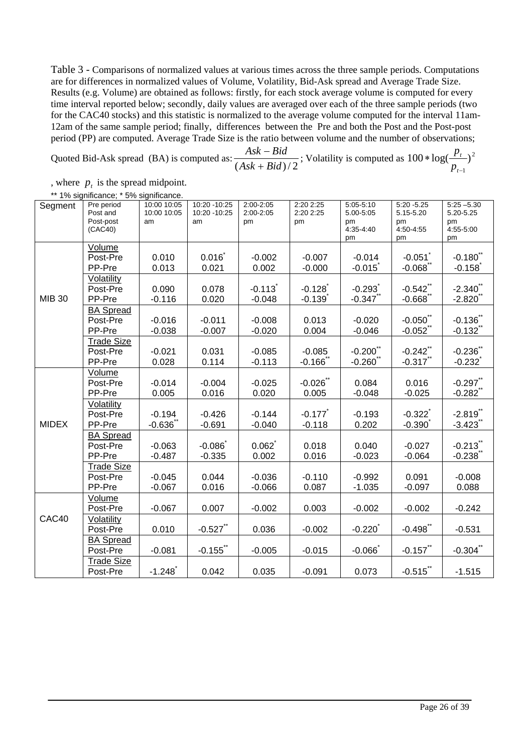Table 3 - Comparisons of normalized values at various times across the three sample periods. Computations are for differences in normalized values of Volume, Volatility, Bid-Ask spread and Average Trade Size. Results (e.g. Volume) are obtained as follows: firstly, for each stock average volume is computed for every time interval reported below; secondly, daily values are averaged over each of the three sample periods (two for the CAC40 stocks) and this statistic is normalized to the average volume computed for the interval 11am-12am of the same sample period; finally, differences between the Pre and both the Post and the Post-post period (PP) are computed. Average Trade Size is the ratio between volume and the number of observations; Quoted Bid-Ask spread (BA) is computed as: $\frac{Ask - Bid}{(Ask + Bid)/2}$; Volatility is computed as $100 * \log(\frac{p_t}{p_{t-1}})^2$, where $p_t$ is the spread midpoint.

** 1% significance; * 5% significance.

| Segment | Pre period Post and Post-post (CAC40) | 10:00 10:05 10:00 10:05 am | 10:20 -10:25 10:20 -10:25 am | 2:00-2:05 2:00-2:05 pm | 2:20 2:25 2:20 2:25 pm | 5:05-5:10 5.00-5:05 pm 4:35-4:40 pm | 5:20 -5.25 5.15-5.20 pm 4:50-4:55 pm | 5:25 –5.30 5.20-5.25 pm 4:55-5:00 pm |
|---|---|---|---|---|---|---|---|---|
| MIB 30 | Volume | | | | | | | |
| | Post-Pre | 0.010 | 0.016* | -0.002 | -0.007 | -0.014 | -0.051* | -0.180** |
| | PP-Pre | 0.013 | 0.021 | 0.002 | -0.000 | -0.015* | -0.068** | -0.158* |
| | Volatility | | | | | | | |
| | Post-Pre | 0.090 | 0.078 | -0.113* | -0.128* | -0.293* | -0.542** | -2.340** |
| | PP-Pre | -0.116 | 0.020 | -0.048 | -0.139* | -0.347** | -0.668** | -2.820** |
| | BA Spread | | | | | | | |
| | Post-Pre | -0.016 | -0.011 | -0.008 | 0.013 | -0.020 | -0.050** | -0.136** |
| | PP-Pre | -0.038 | -0.007 | -0.020 | 0.004 | -0.046 | -0.052** | -0.132** |
| | Trade Size | | | | | | | |
| | Post-Pre | -0.021 | 0.031 | -0.085 | -0.085 | -0.200** | -0.242** | -0.236** |
| | PP-Pre | 0.028 | 0.114 | -0.113 | -0.166** | -0.260** | -0.317** | -0.232* |
| MIDEX | Volume | | | | | | | |
| | Post-Pre | -0.014 | -0.004 | -0.025 | -0.026** | 0.084 | 0.016 | -0.297** |
| | PP-Pre | 0.005 | 0.016 | 0.020 | 0.005 | -0.048 | -0.025 | -0.282** |
| | Volatility | | | | | | | |
| | Post-Pre | -0.194 | -0.426 | -0.144 | -0.177* | -0.193 | -0.322* | -2.819** |
| | PP-Pre | -0.636** | -0.691 | -0.040 | -0.118 | 0.202 | -0.390* | -3.423** |
| | BA Spread | | | | | | | |
| | Post-Pre | -0.063 | -0.086* | 0.062* | 0.018 | 0.040 | -0.027 | -0.213** |
| | PP-Pre | -0.487 | -0.335 | 0.002 | 0.016 | -0.023 | -0.064 | -0.238** |
| | Trade Size | | | | | | | |
| | Post-Pre | -0.045 | 0.044 | -0.036 | -0.110 | -0.992 | 0.091 | -0.008 |
| | PP-Pre | -0.067 | 0.016 | -0.066 | 0.087 | -1.035 | -0.097 | 0.088 |
| CAC40 | Volume | | | | | | | |
| | Post-Pre | -0.067 | 0.007 | -0.002 | 0.003 | -0.002 | -0.002 | -0.242 |
| | Volatility | | | | | | | |
| | Post-Pre | 0.010 | -0.527** | 0.036 | -0.002 | -0.220* | -0.498** | -0.531 |
| | BA Spread | | | | | | | |
| | Post-Pre | -0.081 | -0.155** | -0.005 | -0.015 | -0.066* | -0.157** | -0.304** |
| | Trade Size | | | | | | | |
| | Post-Pre | -1.248* | 0.042 | 0.035 | -0.091 | 0.073 | -0.515** | -1.515 |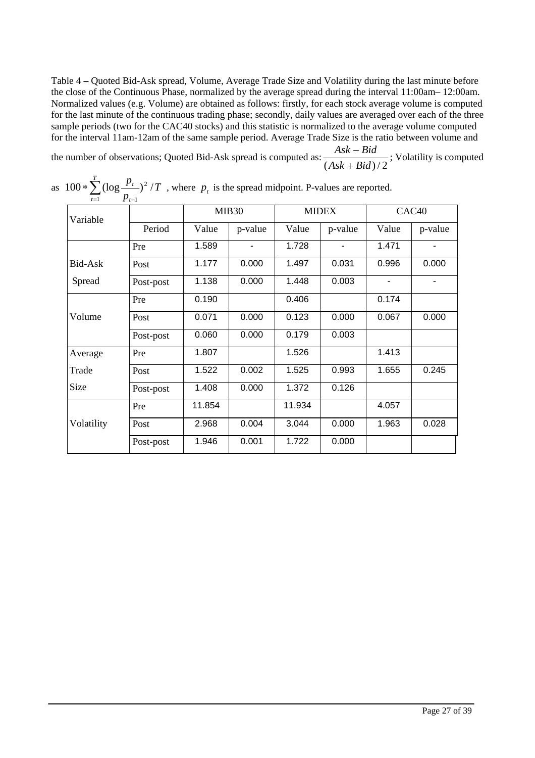Table 4 – Quoted Bid-Ask spread, Volume, Average Trade Size and Volatility during the last minute before the close of the Continuous Phase, normalized by the average spread during the interval 11:00am– 12:00am. Normalized values (e.g. Volume) are obtained as follows: firstly, for each stock average volume is computed for the last minute of the continuous trading phase; secondly, daily values are averaged over each of the three sample periods (two for the CAC40 stocks) and this statistic is normalized to the average volume computed for the interval 11am-12am of the same sample period. Average Trade Size is the ratio between volume and the number of observations; Quoted Bid-Ask spread is computed as: $\frac{Ask - Bid}{(Ask + Bid)/2}$; Volatility is computed as $100 * \sum_{t=1}^{T} (\log \frac{p_t}{p_{t-1}})^2 / T$ , where $p_t$ is the spread midpoint. P-values are reported.

| Variable | | MIB30 | | MIDEX | | CAC40 | |
|---|---|---|---|---|---|---|---|
| | Period | Value | p-value | Value | p-value | Value | p-value |
| Bid-Ask Spread | Pre | 1.589 | - | 1.728 | - | 1.471 | - |
| | Post | 1.177 | 0.000 | 1.497 | 0.031 | 0.996 | 0.000 |
| | Post-post | 1.138 | 0.000 | 1.448 | 0.003 | - | - |
| Volume | Pre | 0.190 | | 0.406 | | 0.174 | |
| | Post | 0.071 | 0.000 | 0.123 | 0.000 | 0.067 | 0.000 |
| | Post-post | 0.060 | 0.000 | 0.179 | 0.003 | | |
| Average Trade Size | Pre | 1.807 | | 1.526 | | 1.413 | |
| | Post | 1.522 | 0.002 | 1.525 | 0.993 | 1.655 | 0.245 |
| | Post-post | 1.408 | 0.000 | 1.372 | 0.126 | | |
| Volatility | Pre | 11.854 | | 11.934 | | 4.057 | |
| | Post | 2.968 | 0.004 | 3.044 | 0.000 | 1.963 | 0.028 |
| | Post-post | 1.946 | 0.001 | 1.722 | 0.000 | | |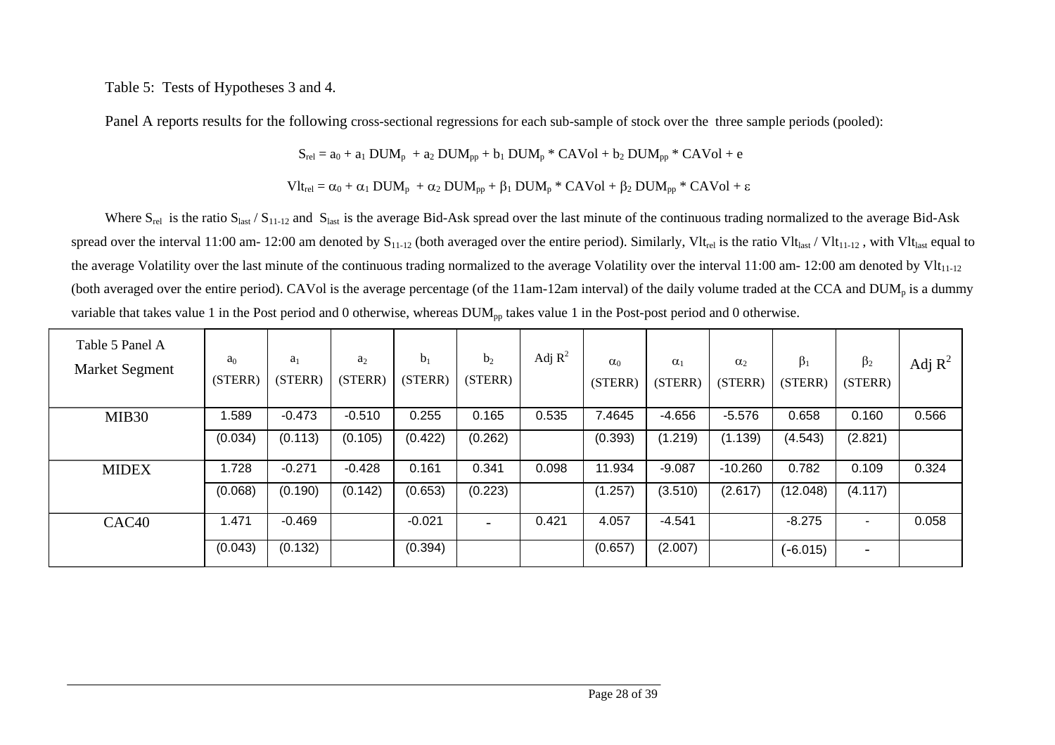Table 5: Tests of Hypotheses 3 and 4.

Panel A reports results for the following cross-sectional regressions for each sub-sample of stock over the three sample periods (pooled):

$$S_{rel} = a_0 + a_1\, DUM_p + a_2\, DUM_{pp} + b_1\, DUM_p * CAVol + b_2\, DUM_{pp} * CAVol + e$$

$$Vlt_{rel} = \alpha_0 + \alpha_1\, DUM_p + \alpha_2\, DUM_{pp} + \beta_1\, DUM_p * CAVol + \beta_2\, DUM_{pp} * CAVol + \varepsilon$$

Where $S_{rel}$ is the ratio $S_{last} / S_{11\text{-}12}$ and $S_{last}$ is the average Bid-Ask spread over the last minute of the continuous trading normalized to the average Bid-Ask spread over the interval 11:00 am- 12:00 am denoted by $S_{11\text{-}12}$ (both averaged over the entire period). Similarly, $Vlt_{rel}$ is the ratio $Vlt_{last} / Vlt_{11\text{-}12}$, with $Vlt_{last}$ equal to the average Volatility over the last minute of the continuous trading normalized to the average Volatility over the interval 11:00 am- 12:00 am denoted by $Vlt_{11\text{-}12}$ (both averaged over the entire period). CAVol is the average percentage (of the 11am-12am interval) of the daily volume traded at the CCA and $DUM_p$ is a dummy variable that takes value 1 in the Post period and 0 otherwise, whereas $DUM_{pp}$ takes value 1 in the Post-post period and 0 otherwise.

| Table 5 Panel A Market Segment | $a_0$ (STERR) | $a_1$ (STERR) | $a_2$ (STERR) | $b_1$ (STERR) | $b_2$ (STERR) | Adj $R^2$ | $\alpha_0$ (STERR) | $\alpha_1$ (STERR) | $\alpha_2$ (STERR) | $\beta_1$ (STERR) | $\beta_2$ (STERR) | Adj $R^2$ |
|---|---|---|---|---|---|---|---|---|---|---|---|---|
| MIB30 | 1.589 | -0.473 | -0.510 | 0.255 | 0.165 | 0.535 | 7.4645 | -4.656 | -5.576 | 0.658 | 0.160 | 0.566 |
| | (0.034) | (0.113) | (0.105) | (0.422) | (0.262) | | (0.393) | (1.219) | (1.139) | (4.543) | (2.821) | |
| MIDEX | 1.728 | -0.271 | -0.428 | 0.161 | 0.341 | 0.098 | 11.934 | -9.087 | -10.260 | 0.782 | 0.109 | 0.324 |
| | (0.068) | (0.190) | (0.142) | (0.653) | (0.223) | | (1.257) | (3.510) | (2.617) | (12.048) | (4.117) | |
| CAC40 | 1.471 | -0.469 | | -0.021 | - | 0.421 | 4.057 | -4.541 | | -8.275 | - | 0.058 |
| | (0.043) | (0.132) | | (0.394) | | | (0.657) | (2.007) | | (-6.015) | - | |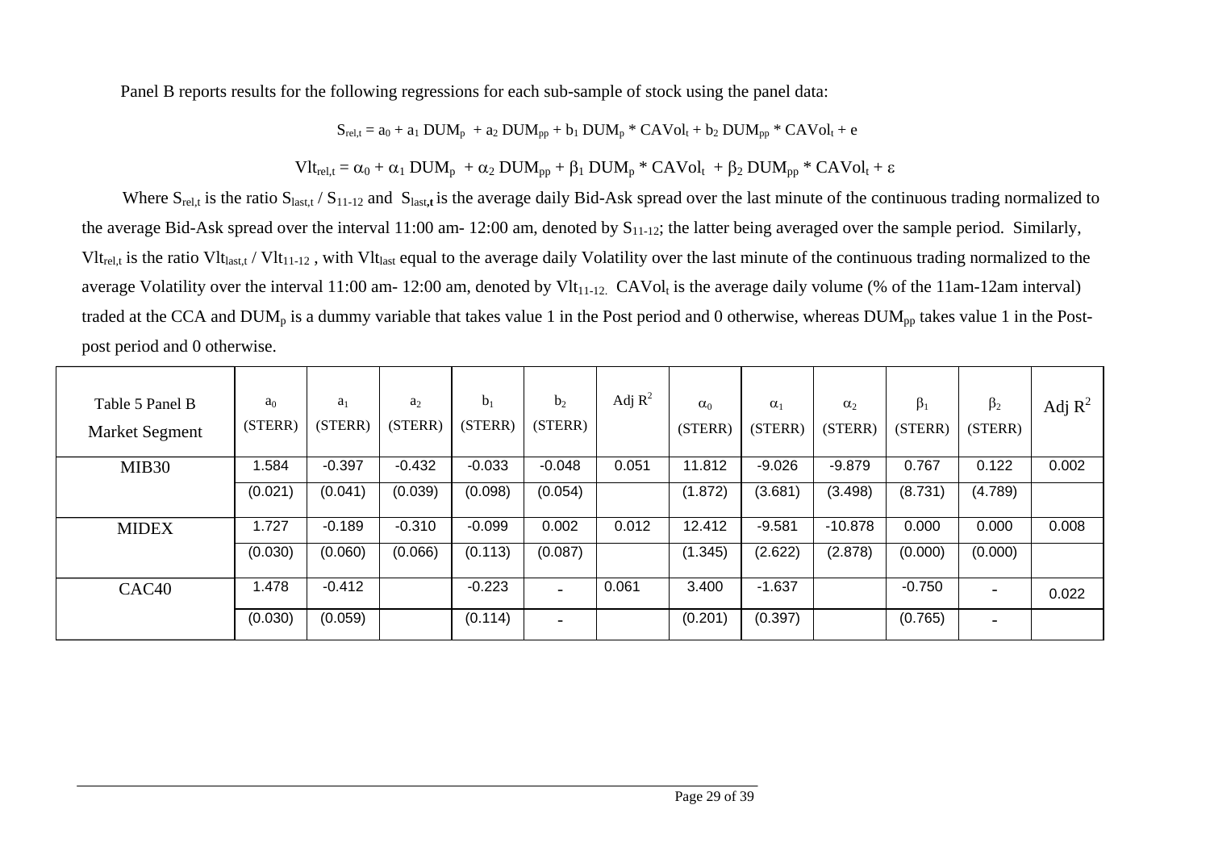Panel B reports results for the following regressions for each sub-sample of stock using the panel data:

$$S_{rel,t} = a_0 + a_1 \, DUM_p + a_2 \, DUM_{pp} + b_1 \, DUM_p * CAVol_t + b_2 \, DUM_{pp} * CAVol_t + e$$

$$Vlt_{rel,t} = \alpha_0 + \alpha_1 \, DUM_p + \alpha_2 \, DUM_{pp} + \beta_1 \, DUM_p * CAVol_t + \beta_2 \, DUM_{pp} * CAVol_t + \varepsilon$$

Where $S_{rel,t}$ is the ratio $S_{last,t} / S_{11\text{-}12}$ and $S_{last,t}$ is the average daily Bid-Ask spread over the last minute of the continuous trading normalized to the average Bid-Ask spread over the interval 11:00 am- 12:00 am, denoted by $S_{11\text{-}12}$; the latter being averaged over the sample period. Similarly, $Vlt_{rel,t}$ is the ratio $Vlt_{last,t} / Vlt_{11\text{-}12}$, with $Vlt_{last}$ equal to the average daily Volatility over the last minute of the continuous trading normalized to the average Volatility over the interval 11:00 am- 12:00 am, denoted by $Vlt_{11\text{-}12}$. $CAVol_t$ is the average daily volume (% of the 11am-12am interval) traded at the CCA and $DUM_p$ is a dummy variable that takes value 1 in the Post period and 0 otherwise, whereas $DUM_{pp}$ takes value 1 in the Post-post period and 0 otherwise.

| Table 5 Panel B Market Segment | $a_0$ (STERR) | $a_1$ (STERR) | $a_2$ (STERR) | $b_1$ (STERR) | $b_2$ (STERR) | Adj $R^2$ | $\alpha_0$ (STERR) | $\alpha_1$ (STERR) | $\alpha_2$ (STERR) | $\beta_1$ (STERR) | $\beta_2$ (STERR) | Adj $R^2$ |
|---|---|---|---|---|---|---|---|---|---|---|---|---|
| MIB30 | 1.584 | -0.397 | -0.432 | -0.033 | -0.048 | 0.051 | 11.812 | -9.026 | -9.879 | 0.767 | 0.122 | 0.002 |
| | (0.021) | (0.041) | (0.039) | (0.098) | (0.054) | | (1.872) | (3.681) | (3.498) | (8.731) | (4.789) | |
| MIDEX | 1.727 | -0.189 | -0.310 | -0.099 | 0.002 | 0.012 | 12.412 | -9.581 | -10.878 | 0.000 | 0.000 | 0.008 |
| | (0.030) | (0.060) | (0.066) | (0.113) | (0.087) | | (1.345) | (2.622) | (2.878) | (0.000) | (0.000) | |
| CAC40 | 1.478 | -0.412 | | -0.223 | - | 0.061 | 3.400 | -1.637 | | -0.750 | - | 0.022 |
| | (0.030) | (0.059) | | (0.114) | - | | (0.201) | (0.397) | | (0.765) | - | |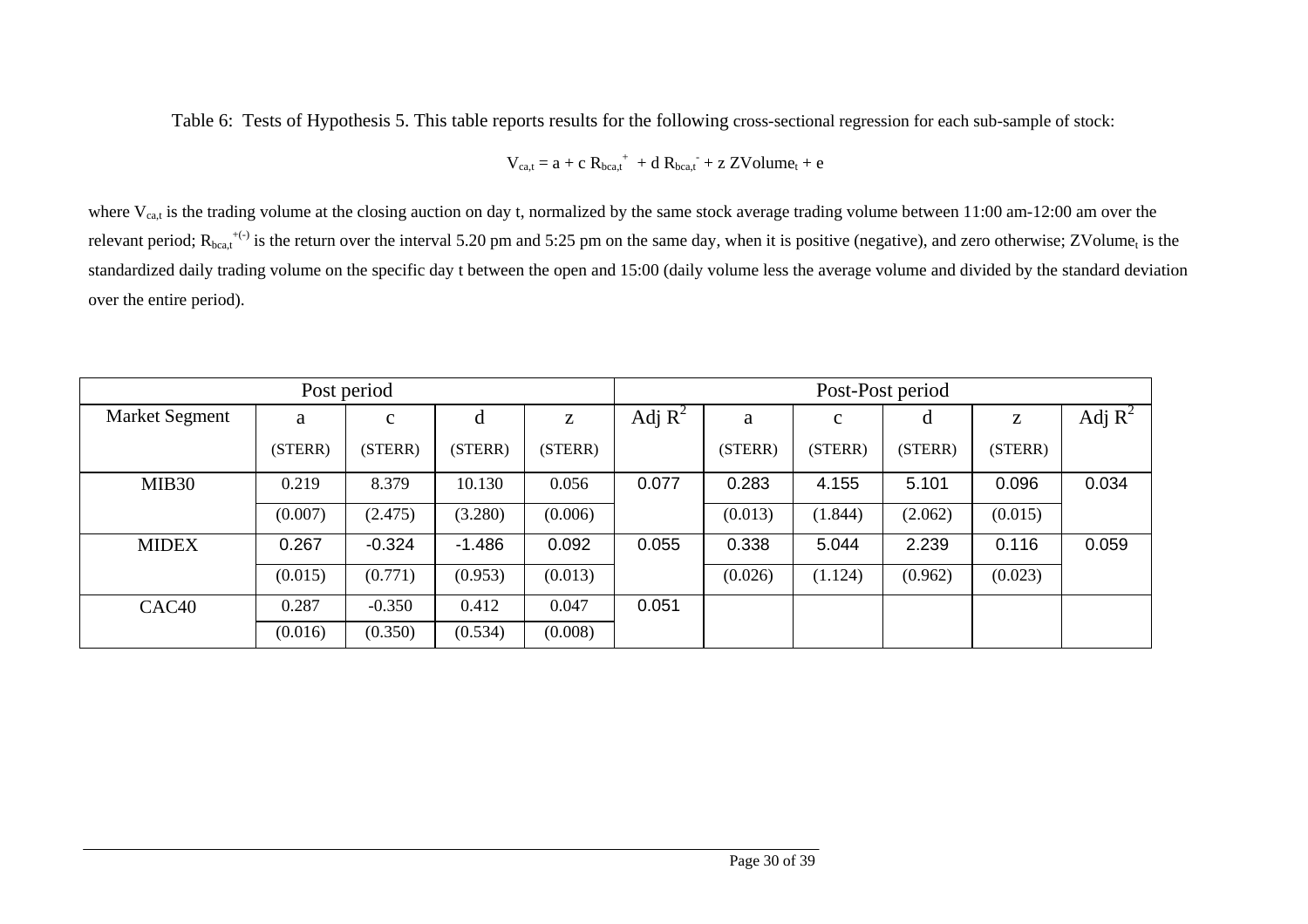Table 6: Tests of Hypothesis 5. This table reports results for the following cross-sectional regression for each sub-sample of stock:

$$V_{ca,t} = a + c\, R_{bca,t}^{+} + d\, R_{bca,t}^{-} + z\, ZVolume_t + e$$

where $V_{ca,t}$ is the trading volume at the closing auction on day t, normalized by the same stock average trading volume between 11:00 am-12:00 am over the relevant period; $R_{bca,t}^{+(-)}$ is the return over the interval 5.20 pm and 5:25 pm on the same day, when it is positive (negative), and zero otherwise; $ZVolume_t$ is the standardized daily trading volume on the specific day t between the open and 15:00 (daily volume less the average volume and divided by the standard deviation over the entire period).

| Post period | | | | | | Post-Post period | | | | |
|---|---|---|---|---|---|---|---|---|---|---|
| Market Segment | a (STERR) | c (STERR) | d (STERR) | z (STERR) | Adj $R^2$ | a (STERR) | c (STERR) | d (STERR) | z (STERR) | Adj $R^2$ |
| MIB30 | 0.219 | 8.379 | 10.130 | 0.056 | 0.077 | 0.283 | 4.155 | 5.101 | 0.096 | 0.034 |
| | (0.007) | (2.475) | (3.280) | (0.006) | | (0.013) | (1.844) | (2.062) | (0.015) | |
| MIDEX | 0.267 | -0.324 | -1.486 | 0.092 | 0.055 | 0.338 | 5.044 | 2.239 | 0.116 | 0.059 |
| | (0.015) | (0.771) | (0.953) | (0.013) | | (0.026) | (1.124) | (0.962) | (0.023) | |
| CAC40 | 0.287 | -0.350 | 0.412 | 0.047 | 0.051 | | | | | |
| | (0.016) | (0.350) | (0.534) | (0.008) | | | | | | |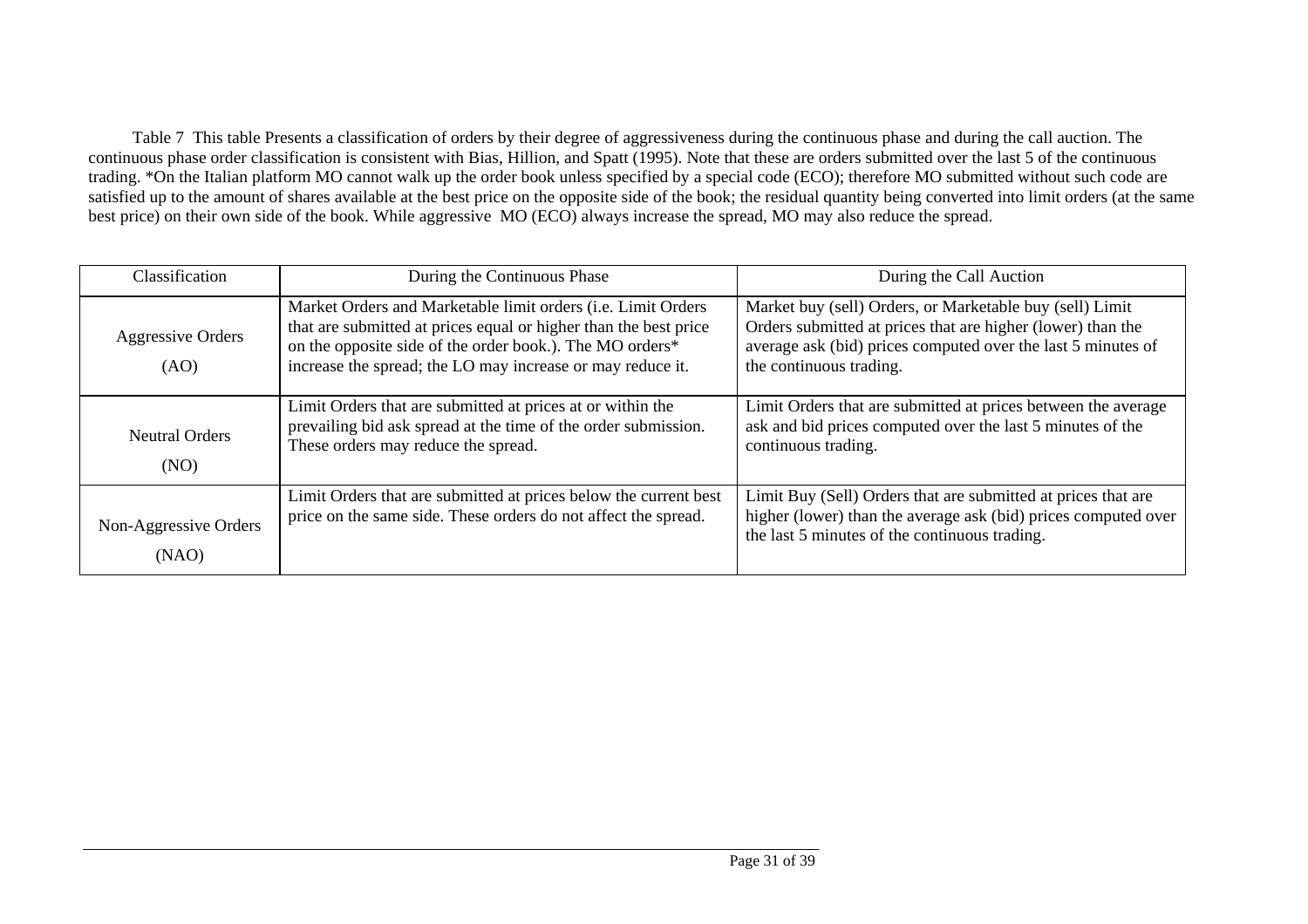Table 7 This table Presents a classification of orders by their degree of aggressiveness during the continuous phase and during the call auction. The continuous phase order classification is consistent with Bias, Hillion, and Spatt (1995). Note that these are orders submitted over the last 5 of the continuous trading. *On the Italian platform MO cannot walk up the order book unless specified by a special code (ECO); therefore MO submitted without such code are satisfied up to the amount of shares available at the best price on the opposite side of the book; the residual quantity being converted into limit orders (at the same best price) on their own side of the book. While aggressive MO (ECO) always increase the spread, MO may also reduce the spread.

| Classification | During the Continuous Phase | During the Call Auction |
|---|---|---|
| Aggressive Orders (AO) | Market Orders and Marketable limit orders (i.e. Limit Orders that are submitted at prices equal or higher than the best price on the opposite side of the order book.). The MO orders* increase the spread; the LO may increase or may reduce it. | Market buy (sell) Orders, or Marketable buy (sell) Limit Orders submitted at prices that are higher (lower) than the average ask (bid) prices computed over the last 5 minutes of the continuous trading. |
| Neutral Orders (NO) | Limit Orders that are submitted at prices at or within the prevailing bid ask spread at the time of the order submission. These orders may reduce the spread. | Limit Orders that are submitted at prices between the average ask and bid prices computed over the last 5 minutes of the continuous trading. |
| Non-Aggressive Orders (NAO) | Limit Orders that are submitted at prices below the current best price on the same side. These orders do not affect the spread. | Limit Buy (Sell) Orders that are submitted at prices that are higher (lower) than the average ask (bid) prices computed over the last 5 minutes of the continuous trading. |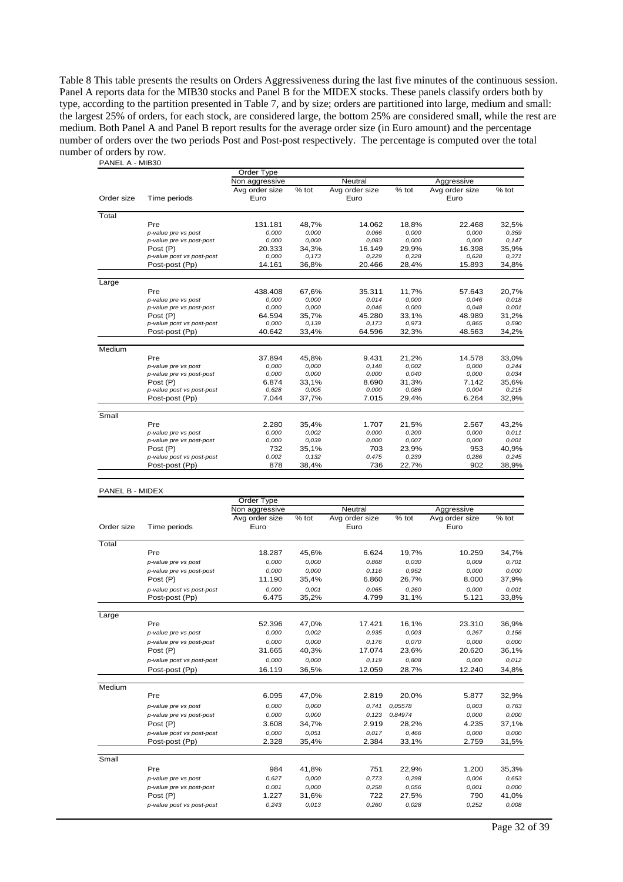Table 8 This table presents the results on Orders Aggressiveness during the last five minutes of the continuous session. Panel A reports data for the MIB30 stocks and Panel B for the MIDEX stocks. These panels classify orders both by type, according to the partition presented in Table 7, and by size; orders are partitioned into large, medium and small: the largest 25% of orders, for each stock, are considered large, the bottom 25% are considered small, while the rest are medium. Both Panel A and Panel B report results for the average order size (in Euro amount) and the percentage number of orders over the two periods Post and Post-post respectively. The percentage is computed over the total number of orders by row.

PANEL A - MIB30

| | | Order Type | | | | | |
|---|---|---|---|---|---|---|---|
| | | Non aggressive | | Neutral | | Aggressive | |
| Order size | Time periods | Avg order size Euro | % tot | Avg order size Euro | % tot | Avg order size Euro | % tot |
| Total | | | | | | | |
| | Pre | 131.181 | 48,7% | 14.062 | 18,8% | 22.468 | 32,5% |
| | *p-value pre vs post* | *0,000* | *0,000* | *0,066* | *0,000* | *0,000* | *0,359* |
| | *p-value pre vs post-post* | *0,000* | *0,000* | *0,083* | *0,000* | *0,000* | *0,147* |
| | Post (P) | 20.333 | 34,3% | 16.149 | 29,9% | 16.398 | 35,9% |
| | *p-value post vs post-post* | *0,000* | *0,173* | *0,229* | *0,228* | *0,628* | *0,371* |
| | Post-post (Pp) | 14.161 | 36,8% | 20.466 | 28,4% | 15.893 | 34,8% |
| Large | | | | | | | |
| | Pre | 438.408 | 67,6% | 35.311 | 11,7% | 57.643 | 20,7% |
| | *p-value pre vs post* | *0,000* | *0,000* | *0,014* | *0,000* | *0,046* | *0,018* |
| | *p-value pre vs post-post* | *0,000* | *0,000* | *0,046* | *0,000* | *0,048* | *0,001* |
| | Post (P) | 64.594 | 35,7% | 45.280 | 33,1% | 48.989 | 31,2% |
| | *p-value post vs post-post* | *0,000* | *0,139* | *0,173* | *0,973* | *0,865* | *0,590* |
| | Post-post (Pp) | 40.642 | 33,4% | 64.596 | 32,3% | 48.563 | 34,2% |
| Medium | | | | | | | |
| | Pre | 37.894 | 45,8% | 9.431 | 21,2% | 14.578 | 33,0% |
| | *p-value pre vs post* | *0,000* | *0,000* | *0,148* | *0,002* | *0,000* | *0,244* |
| | *p-value pre vs post-post* | *0,000* | *0,000* | *0,000* | *0,040* | *0,000* | *0,034* |
| | Post (P) | 6.874 | 33,1% | 8.690 | 31,3% | 7.142 | 35,6% |
| | *p-value post vs post-post* | *0,628* | *0,005* | *0,000* | *0,086* | *0,004* | *0,215* |
| | Post-post (Pp) | 7.044 | 37,7% | 7.015 | 29,4% | 6.264 | 32,9% |
| Small | | | | | | | |
| | Pre | 2.280 | 35,4% | 1.707 | 21,5% | 2.567 | 43,2% |
| | *p-value pre vs post* | *0,000* | *0,002* | *0,000* | *0,200* | *0,000* | *0,011* |
| | *p-value pre vs post-post* | *0,000* | *0,039* | *0,000* | *0,007* | *0,000* | *0,001* |
| | Post (P) | 732 | 35,1% | 703 | 23,9% | 953 | 40,9% |
| | *p-value post vs post-post* | *0,002* | *0,132* | *0,475* | *0,239* | *0,286* | *0,245* |
| | Post-post (Pp) | 878 | 38,4% | 736 | 22,7% | 902 | 38,9% |

PANEL B - MIDEX

| | | Order Type | | | | | |
|---|---|---|---|---|---|---|---|
| | | Non aggressive | | Neutral | | Aggressive | |
| Order size | Time periods | Avg order size Euro | % tot | Avg order size Euro | % tot | Avg order size Euro | % tot |
| Total | | | | | | | |
| | Pre | 18.287 | 45,6% | 6.624 | 19,7% | 10.259 | 34,7% |
| | *p-value pre vs post* | *0,000* | *0,000* | *0,868* | *0,030* | *0,009* | *0,701* |
| | *p-value pre vs post-post* | *0,000* | *0,000* | *0,116* | *0,952* | *0,000* | *0,000* |
| | Post (P) | 11.190 | 35,4% | 6.860 | 26,7% | 8.000 | 37,9% |
| | *p-value post vs post-post* | *0,000* | *0,001* | *0,065* | *0,260* | *0,000* | *0,001* |
| | Post-post (Pp) | 6.475 | 35,2% | 4.799 | 31,1% | 5.121 | 33,8% |
| Large | | | | | | | |
| | Pre | 52.396 | 47,0% | 17.421 | 16,1% | 23.310 | 36,9% |
| | *p-value pre vs post* | *0,000* | *0,002* | *0,935* | *0,003* | *0,267* | *0,156* |
| | *p-value pre vs post-post* | *0,000* | *0,000* | *0,176* | *0,070* | *0,000* | *0,000* |
| | Post (P) | 31.665 | 40,3% | 17.074 | 23,6% | 20.620 | 36,1% |
| | *p-value post vs post-post* | *0,000* | *0,000* | *0,119* | *0,808* | *0,000* | *0,012* |
| | Post-post (Pp) | 16.119 | 36,5% | 12.059 | 28,7% | 12.240 | 34,8% |
| Medium | | | | | | | |
| | Pre | 6.095 | 47,0% | 2.819 | 20,0% | 5.877 | 32,9% |
| | *p-value pre vs post* | *0,000* | *0,000* | *0,741* | *0,05578* | *0,003* | *0,763* |
| | *p-value pre vs post-post* | *0,000* | *0,000* | *0,123* | *0,84974* | *0,000* | *0,000* |
| | Post (P) | 3.608 | 34,7% | 2.919 | 28,2% | 4.235 | 37,1% |
| | *p-value post vs post-post* | *0,000* | *0,051* | *0,017* | *0,466* | *0,000* | *0,000* |
| | Post-post (Pp) | 2.328 | 35,4% | 2.384 | 33,1% | 2.759 | 31,5% |
| Small | | | | | | | |
| | Pre | 984 | 41,8% | 751 | 22,9% | 1.200 | 35,3% |
| | *p-value pre vs post* | *0,627* | *0,000* | *0,773* | *0,298* | *0,006* | *0,653* |
| | *p-value pre vs post-post* | *0,001* | *0,000* | *0,258* | *0,056* | *0,001* | *0,000* |
| | Post (P) | 1.227 | 31,6% | 722 | 27,5% | 790 | 41,0% |
| | *p-value post vs post-post* | *0,243* | *0,013* | *0,260* | *0,028* | *0,252* | *0,008* |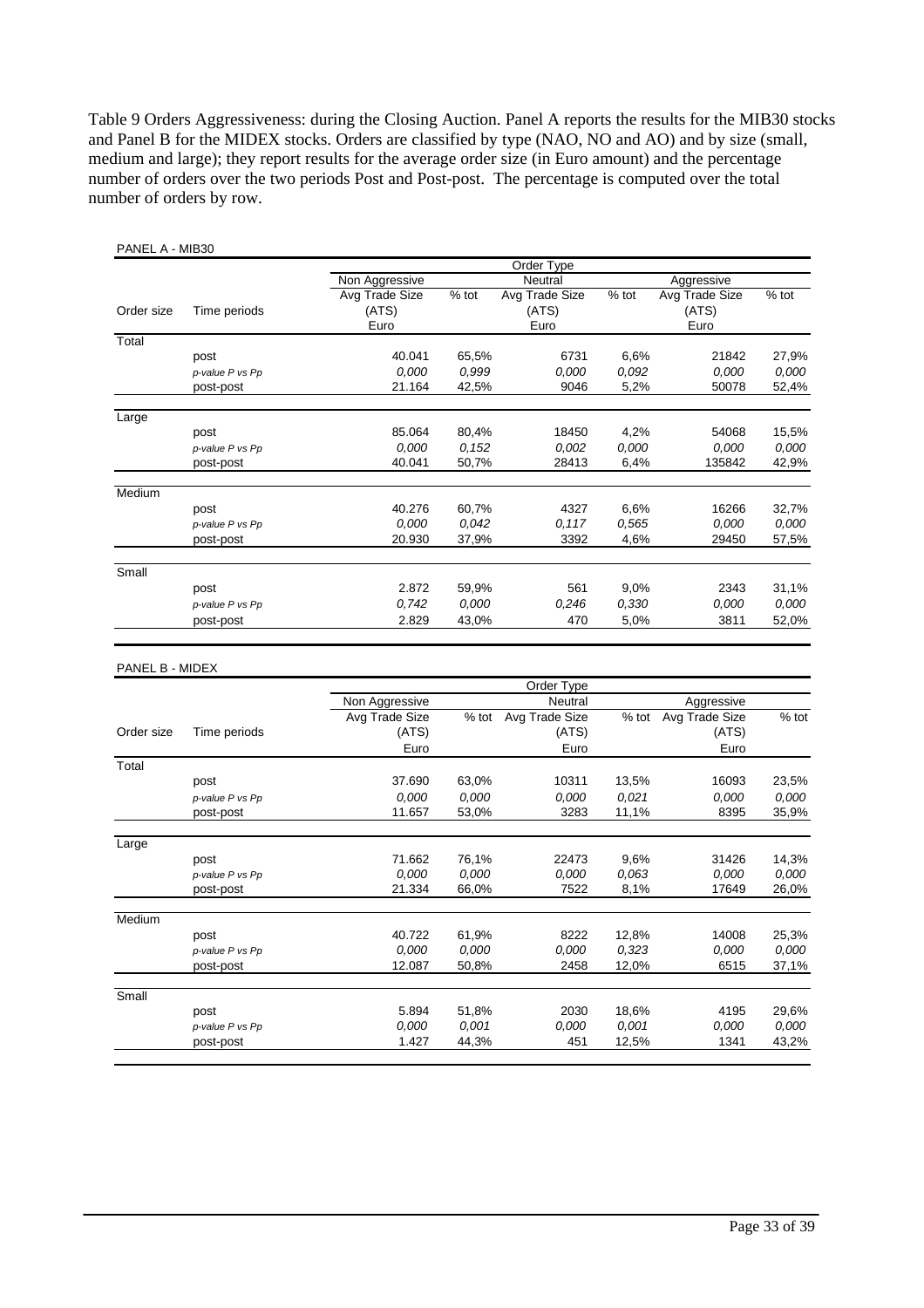Table 9 Orders Aggressiveness: during the Closing Auction. Panel A reports the results for the MIB30 stocks and Panel B for the MIDEX stocks. Orders are classified by type (NAO, NO and AO) and by size (small, medium and large); they report results for the average order size (in Euro amount) and the percentage number of orders over the two periods Post and Post-post. The percentage is computed over the total number of orders by row.

PANEL A - MIB30

| | | Order Type | | | | | |
|---|---|---|---|---|---|---|---|
| | | Non Aggressive | | Neutral | | Aggressive | |
| Order size | Time periods | Avg Trade Size (ATS) Euro | % tot | Avg Trade Size (ATS) Euro | % tot | Avg Trade Size (ATS) Euro | % tot |
| Total | | | | | | | |
| | post | 40.041 | 65,5% | 6731 | 6,6% | 21842 | 27,9% |
| | *p-value P vs Pp* | *0,000* | *0,999* | *0,000* | *0,092* | *0,000* | *0,000* |
| | post-post | 21.164 | 42,5% | 9046 | 5,2% | 50078 | 52,4% |
| Large | | | | | | | |
| | post | 85.064 | 80,4% | 18450 | 4,2% | 54068 | 15,5% |
| | *p-value P vs Pp* | *0,000* | *0,152* | *0,002* | *0,000* | *0,000* | *0,000* |
| | post-post | 40.041 | 50,7% | 28413 | 6,4% | 135842 | 42,9% |
| Medium | | | | | | | |
| | post | 40.276 | 60,7% | 4327 | 6,6% | 16266 | 32,7% |
| | *p-value P vs Pp* | *0,000* | *0,042* | *0,117* | *0,565* | *0,000* | *0,000* |
| | post-post | 20.930 | 37,9% | 3392 | 4,6% | 29450 | 57,5% |
| Small | | | | | | | |
| | post | 2.872 | 59,9% | 561 | 9,0% | 2343 | 31,1% |
| | *p-value P vs Pp* | *0,742* | *0,000* | *0,246* | *0,330* | *0,000* | *0,000* |
| | post-post | 2.829 | 43,0% | 470 | 5,0% | 3811 | 52,0% |

PANEL B - MIDEX

| | | Order Type | | | | | |
|---|---|---|---|---|---|---|---|
| | | Non Aggressive | | Neutral | | Aggressive | |
| Order size | Time periods | Avg Trade Size (ATS) Euro | % tot | Avg Trade Size (ATS) Euro | % tot | Avg Trade Size (ATS) Euro | % tot |
| Total | | | | | | | |
| | post | 37.690 | 63,0% | 10311 | 13,5% | 16093 | 23,5% |
| | *p-value P vs Pp* | *0,000* | *0,000* | *0,000* | *0,021* | *0,000* | *0,000* |
| | post-post | 11.657 | 53,0% | 3283 | 11,1% | 8395 | 35,9% |
| Large | | | | | | | |
| | post | 71.662 | 76,1% | 22473 | 9,6% | 31426 | 14,3% |
| | *p-value P vs Pp* | *0,000* | *0,000* | *0,000* | *0,063* | *0,000* | *0,000* |
| | post-post | 21.334 | 66,0% | 7522 | 8,1% | 17649 | 26,0% |
| Medium | | | | | | | |
| | post | 40.722 | 61,9% | 8222 | 12,8% | 14008 | 25,3% |
| | *p-value P vs Pp* | *0,000* | *0,000* | *0,000* | *0,323* | *0,000* | *0,000* |
| | post-post | 12.087 | 50,8% | 2458 | 12,0% | 6515 | 37,1% |
| Small | | | | | | | |
| | post | 5.894 | 51,8% | 2030 | 18,6% | 4195 | 29,6% |
| | *p-value P vs Pp* | *0,000* | *0,001* | *0,000* | *0,001* | *0,000* | *0,000* |
| | post-post | 1.427 | 44,3% | 451 | 12,5% | 1341 | 43,2% |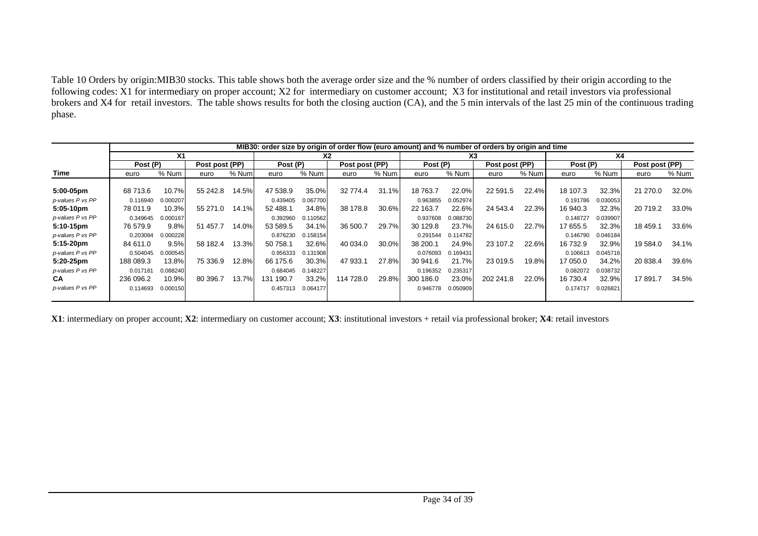Table 10 Orders by origin:MIB30 stocks. This table shows both the average order size and the % number of orders classified by their origin according to the following codes: X1 for intermediary on proper account; X2 for intermediary on customer account; X3 for institutional and retail investors via professional brokers and X4 for retail investors. The table shows results for both the closing auction (CA), and the 5 min intervals of the last 25 min of the continuous trading phase.

| | MIB30: order size by origin of order flow (euro amount) and % number of orders by origin and time | | | | | | | | | | | | | | | |
|---|---|---|---|---|---|---|---|---|---|---|---|---|---|---|---|---|
| | X1 | | | | X2 | | | | X3 | | | | X4 | | | |
| | Post (P) | | Post post (PP) | | Post (P) | | Post post (PP) | | Post (P) | | Post post (PP) | | Post (P) | | Post post (PP) | |
| **Time** | euro | % Num | euro | % Num | euro | % Num | euro | % Num | euro | % Num | euro | % Num | euro | % Num | euro | % Num |
| **5:00-05pm** | 68 713.6 | 10.7% | 55 242.8 | 14.5% | 47 538.9 | 35.0% | 32 774.4 | 31.1% | 18 763.7 | 22.0% | 22 591.5 | 22.4% | 18 107.3 | 32.3% | 21 270.0 | 32.0% |
| *p-values P vs PP* | 0.116940 | 0.000207 | | | 0.439405 | 0.067700 | | | 0.963855 | 0.052974 | | | 0.191786 | 0.030053 | | |
| **5:05-10pm** | 78 011.9 | 10.3% | 55 271.0 | 14.1% | 52 488.1 | 34.8% | 38 178.8 | 30.6% | 22 163.7 | 22.6% | 24 543.4 | 22.3% | 16 940.3 | 32.3% | 20 719.2 | 33.0% |
| *p-values P vs PP* | 0.349645 | 0.000167 | | | 0.392960 | 0.110562 | | | 0.937608 | 0.088730 | | | 0.148727 | 0.039907 | | |
| **5:10-15pm** | 76 579.9 | 9.8% | 51 457.7 | 14.0% | 53 589.5 | 34.1% | 36 500.7 | 29.7% | 30 129.8 | 23.7% | 24 615.0 | 22.7% | 17 655.5 | 32.3% | 18 459.1 | 33.6% |
| *p-values P vs PP* | 0.203084 | 0.000228 | | | 0.876230 | 0.158154 | | | 0.291544 | 0.114782 | | | 0.146790 | 0.046184 | | |
| **5:15-20pm** | 84 611.0 | 9.5% | 58 182.4 | 13.3% | 50 758.1 | 32.6% | 40 034.0 | 30.0% | 38 200.1 | 24.9% | 23 107.2 | 22.6% | 16 732.9 | 32.9% | 19 584.0 | 34.1% |
| *p-values P vs PP* | 0.504045 | 0.000545 | | | 0.956333 | 0.131908 | | | 0.076093 | 0.169431 | | | 0.106613 | 0.045716 | | |
| **5:20-25pm** | 188 089.3 | 13.8% | 75 336.9 | 12.8% | 66 175.6 | 30.3% | 47 933.1 | 27.8% | 30 941.6 | 21.7% | 23 019.5 | 19.8% | 17 050.0 | 34.2% | 20 838.4 | 39.6% |
| *p-values P vs PP* | 0.017181 | 0.088240 | | | 0.684045 | 0.148227 | | | 0.196352 | 0.235317 | | | 0.082072 | 0.038732 | | |
| **CA** | 236 096.2 | 10.9% | 80 396.7 | 13.7% | 131 190.7 | 33.2% | 114 728.0 | 29.8% | 300 186.0 | 23.0% | 202 241.8 | 22.0% | 16 730.4 | 32.9% | 17 891.7 | 34.5% |
| *p-values P vs PP* | 0.114693 | 0.000150 | | | 0.457313 | 0.064177 | | | 0.946778 | 0.050909 | | | 0.174717 | 0.026821 | | |

**X1**: intermediary on proper account; **X2**: intermediary on customer account; **X3**: institutional investors + retail via professional broker; **X4**: retail investors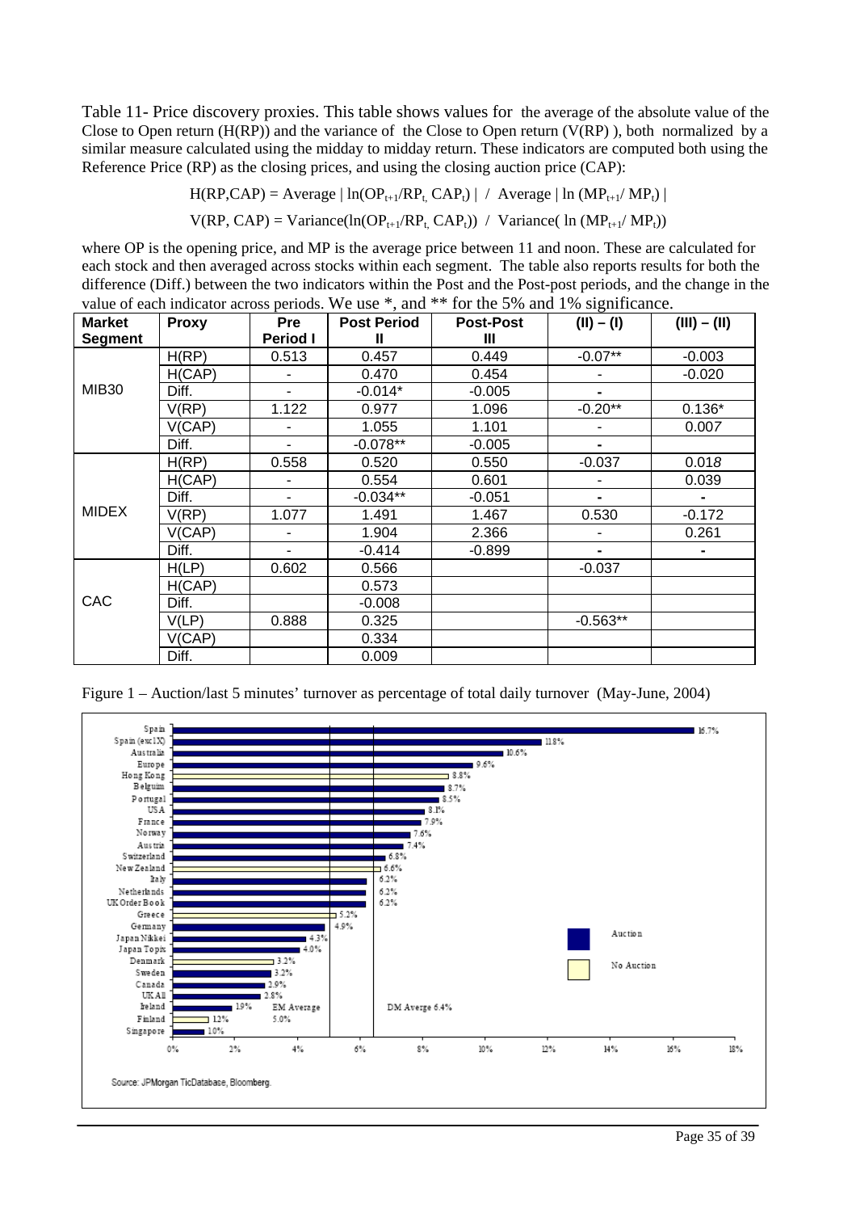Table 11- Price discovery proxies. This table shows values for the average of the absolute value of the Close to Open return (H(RP)) and the variance of the Close to Open return (V(RP) ), both normalized by a similar measure calculated using the midday to midday return. These indicators are computed both using the Reference Price (RP) as the closing prices, and using the closing auction price (CAP):

$$H(RP,CAP) = \text{Average} \mid \ln(OP_{t+1}/RP_t,\ CAP_t) \mid \ / \ \text{Average} \mid \ln(MP_{t+1}/\ MP_t) \mid$$

$$V(RP,\ CAP) = \text{Variance}(\ln(OP_{t+1}/RP_t,\ CAP_t)) \ / \ \text{Variance}(\ \ln(MP_{t+1}/\ MP_t))$$

where OP is the opening price, and MP is the average price between 11 and noon. These are calculated for each stock and then averaged across stocks within each segment. The table also reports results for both the difference (Diff.) between the two indicators within the Post and the Post-post periods, and the change in the value of each indicator across periods. We use *, and ** for the 5% and 1% significance.

| Market Segment | Proxy | Pre Period I | Post Period II | Post-Post III | (II) – (I) | (III) – (II) |
|---|---|---|---|---|---|---|
| MIB30 | H(RP) | 0.513 | 0.457 | 0.449 | -0.07** | -0.003 |
| | H(CAP) | - | 0.470 | 0.454 | - | -0.020 |
| | Diff. | - | -0.014* | -0.005 | - | |
| | V(RP) | 1.122 | 0.977 | 1.096 | -0.20** | 0.136* |
| | V(CAP) | - | 1.055 | 1.101 | - | 0.007 |
| | Diff. | - | -0.078** | -0.005 | - | |
| MIDEX | H(RP) | 0.558 | 0.520 | 0.550 | -0.037 | 0.018 |
| | H(CAP) | - | 0.554 | 0.601 | - | 0.039 |
| | Diff. | - | -0.034** | -0.051 | - | - |
| | V(RP) | 1.077 | 1.491 | 1.467 | 0.530 | -0.172 |
| | V(CAP) | - | 1.904 | 2.366 | - | 0.261 |
| | Diff. | - | -0.414 | -0.899 | - | - |
| CAC | H(LP) | 0.602 | 0.566 | | -0.037 | |
| | H(CAP) | | 0.573 | | | |
| | Diff. | | -0.008 | | | |
| | V(LP) | 0.888 | 0.325 | | -0.563** | |
| | V(CAP) | | 0.334 | | | |
| | Diff. | | 0.009 | | | |

Figure 1 – Auction/last 5 minutes' turnover as percentage of total daily turnover (May-June, 2004)

Source: JPMorgan TicDatabase, Bloomberg.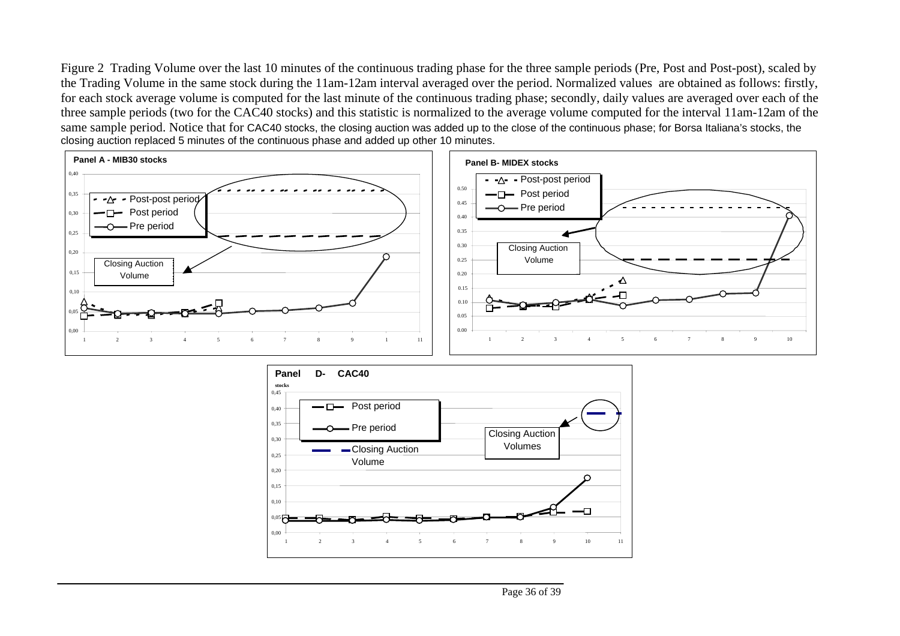Figure 2 Trading Volume over the last 10 minutes of the continuous trading phase for the three sample periods (Pre, Post and Post-post), scaled by the Trading Volume in the same stock during the 11am-12am interval averaged over the period. Normalized values are obtained as follows: firstly, for each stock average volume is computed for the last minute of the continuous trading phase; secondly, daily values are averaged over each of the three sample periods (two for the CAC40 stocks) and this statistic is normalized to the average volume computed for the interval 11am-12am of the same sample period. Notice that for CAC40 stocks, the closing auction was added up to the close of the continuous phase; for Borsa Italiana's stocks, the closing auction replaced 5 minutes of the continuous phase and added up other 10 minutes.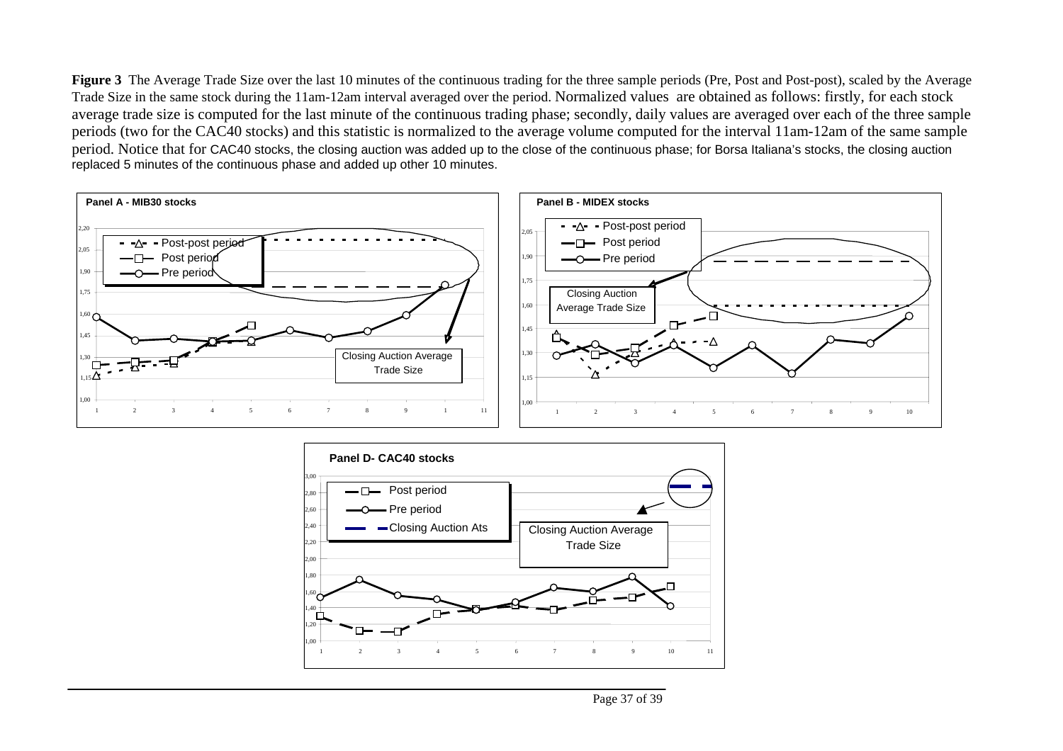**Figure 3** The Average Trade Size over the last 10 minutes of the continuous trading for the three sample periods (Pre, Post and Post-post), scaled by the Average Trade Size in the same stock during the 11am-12am interval averaged over the period. Normalized values are obtained as follows: firstly, for each stock average trade size is computed for the last minute of the continuous trading phase; secondly, daily values are averaged over each of the three sample periods (two for the CAC40 stocks) and this statistic is normalized to the average volume computed for the interval 11am-12am of the same sample period. Notice that for CAC40 stocks, the closing auction was added up to the close of the continuous phase; for Borsa Italiana's stocks, the closing auction replaced 5 minutes of the continuous phase and added up other 10 minutes.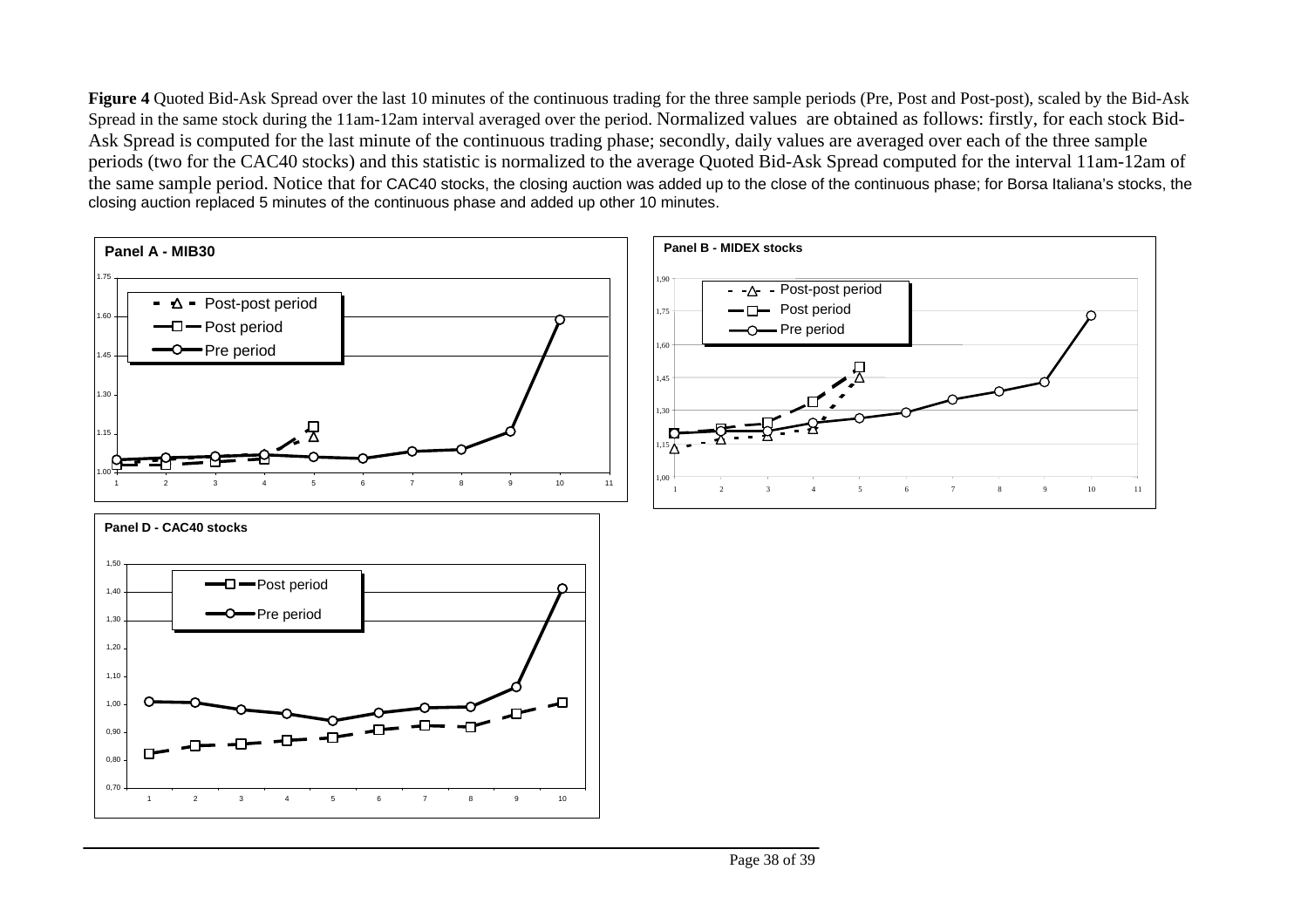**Figure 4** Quoted Bid-Ask Spread over the last 10 minutes of the continuous trading for the three sample periods (Pre, Post and Post-post), scaled by the Bid-Ask Spread in the same stock during the 11am-12am interval averaged over the period. Normalized values are obtained as follows: firstly, for each stock Bid-Ask Spread is computed for the last minute of the continuous trading phase; secondly, daily values are averaged over each of the three sample periods (two for the CAC40 stocks) and this statistic is normalized to the average Quoted Bid-Ask Spread computed for the interval 11am-12am of the same sample period. Notice that for CAC40 stocks, the closing auction was added up to the close of the continuous phase; for Borsa Italiana's stocks, the closing auction replaced 5 minutes of the continuous phase and added up other 10 minutes.

**Panel A - MIB30**

**Panel B - MIDEX stocks**

**Panel D - CAC40 stocks**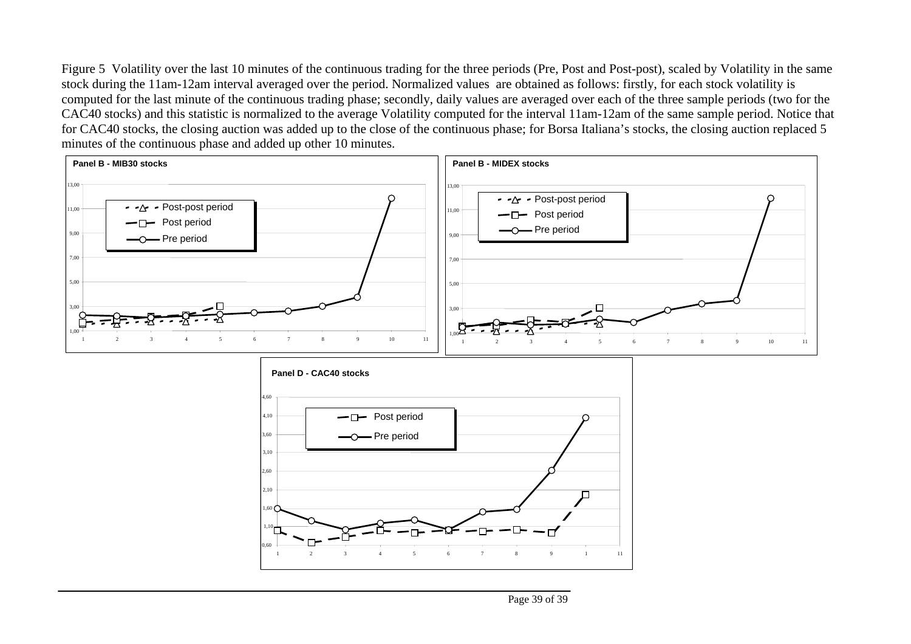Figure 5 Volatility over the last 10 minutes of the continuous trading for the three periods (Pre, Post and Post-post), scaled by Volatility in the same stock during the 11am-12am interval averaged over the period. Normalized values are obtained as follows: firstly, for each stock volatility is computed for the last minute of the continuous trading phase; secondly, daily values are averaged over each of the three sample periods (two for the CAC40 stocks) and this statistic is normalized to the average Volatility computed for the interval 11am-12am of the same sample period. Notice that for CAC40 stocks, the closing auction was added up to the close of the continuous phase; for Borsa Italiana's stocks, the closing auction replaced 5 minutes of the continuous phase and added up other 10 minutes.

**Panel B - MIB30 stocks**

Post-post period
Post period
Pre period

13,00
11,00
9,00
7,00
5,00
3,00
1,00

1 2 3 4 5 6 7 8 9 10 11

**Panel B - MIDEX stocks**

Post-post period
Post period
Pre period

13,00
11,00
9,00
7,00
5,00
3,00
1,00

1 2 3 4 5 6 7 8 9 10 11

**Panel D - CAC40 stocks**

Post period
Pre period

4,60
4,10
3,60
3,10
2,60
2,10
1,60
1,10
0,60

1 2 3 4 5 6 7 8 9 1 11